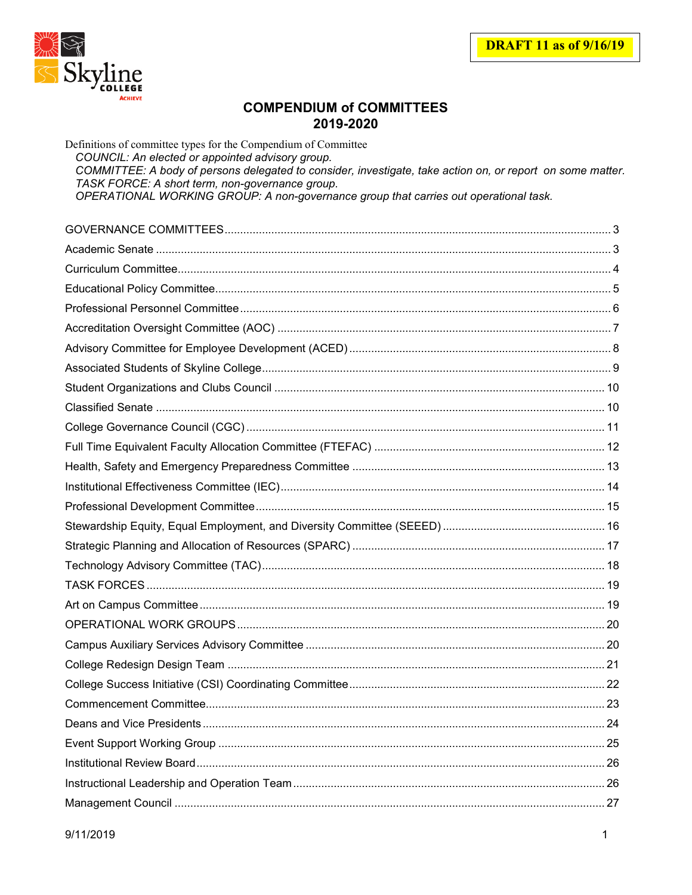**DRAFT 11 as of 9/16/19**

# COMPENDIUM of COMMITTEES
## 2019-2020

Definitions of committee types for the Compendium of Committee

*COUNCIL: An elected or appointed advisory group.*
*COMMITTEE: A body of persons delegated to consider, investigate, take action on, or report on some matter.*
*TASK FORCE: A short term, non-governance group.*
*OPERATIONAL WORKING GROUP: A non-governance group that carries out operational task.*

GOVERNANCE COMMITTEES .......... 3
Academic Senate .......... 3
Curriculum Committee .......... 4
Educational Policy Committee .......... 5
Professional Personnel Committee .......... 6
Accreditation Oversight Committee (AOC) .......... 7
Advisory Committee for Employee Development (ACED) .......... 8
Associated Students of Skyline College .......... 9
Student Organizations and Clubs Council .......... 10
Classified Senate .......... 10
College Governance Council (CGC) .......... 11
Full Time Equivalent Faculty Allocation Committee (FTEFAC) .......... 12
Health, Safety and Emergency Preparedness Committee .......... 13
Institutional Effectiveness Committee (IEC) .......... 14
Professional Development Committee .......... 15
Stewardship Equity, Equal Employment, and Diversity Committee (SEEED) .......... 16
Strategic Planning and Allocation of Resources (SPARC) .......... 17
Technology Advisory Committee (TAC) .......... 18
TASK FORCES .......... 19
Art on Campus Committee .......... 19
OPERATIONAL WORK GROUPS .......... 20
Campus Auxiliary Services Advisory Committee .......... 20
College Redesign Design Team .......... 21
College Success Initiative (CSI) Coordinating Committee .......... 22
Commencement Committee .......... 23
Deans and Vice Presidents .......... 24
Event Support Working Group .......... 25
Institutional Review Board .......... 26
Instructional Leadership and Operation Team .......... 26
Management Council .......... 27

9/11/2019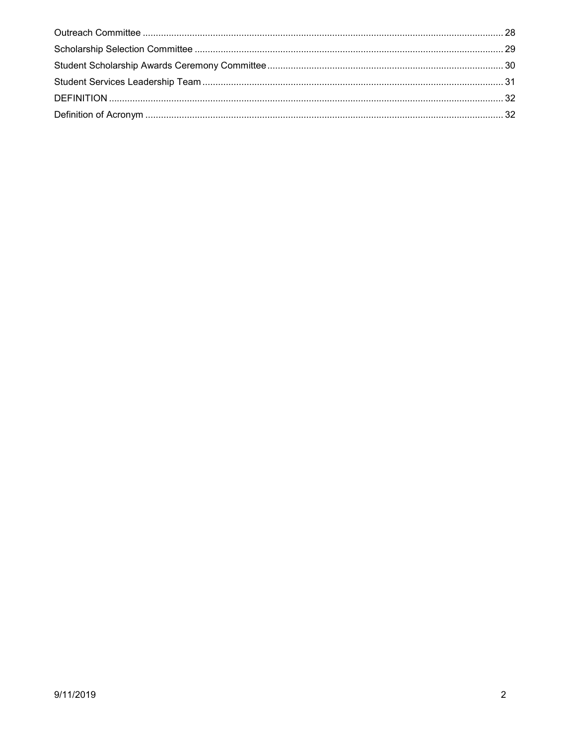Outreach Committee ........................................................................................................................................ 28
Scholarship Selection Committee .................................................................................................................... 29
Student Scholarship Awards Ceremony Committee ......................................................................................... 30
Student Services Leadership Team .................................................................................................................. 31
DEFINITION ..................................................................................................................................................... 32
Definition of Acronym ....................................................................................................................................... 32

9/11/2019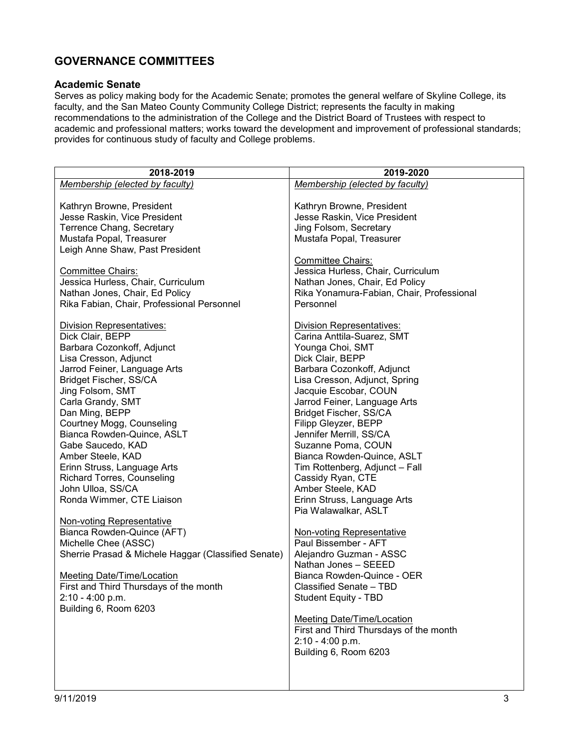## GOVERNANCE COMMITTEES

### Academic Senate

Serves as policy making body for the Academic Senate; promotes the general welfare of Skyline College, its faculty, and the San Mateo County Community College District; represents the faculty in making recommendations to the administration of the College and the District Board of Trustees with respect to academic and professional matters; works toward the development and improvement of professional standards; provides for continuous study of faculty and College problems.

| 2018-2019 | 2019-2020 |
|---|---|
| <u>Membership (elected by faculty)</u><br><br>Kathryn Browne, President<br>Jesse Raskin, Vice President<br>Terrence Chang, Secretary<br>Mustafa Popal, Treasurer<br>Leigh Anne Shaw, Past President<br><br><u>Committee Chairs:</u><br>Jessica Hurless, Chair, Curriculum<br>Nathan Jones, Chair, Ed Policy<br>Rika Fabian, Chair, Professional Personnel<br><br><u>Division Representatives:</u><br>Dick Clair, BEPP<br>Barbara Cozonkoff, Adjunct<br>Lisa Cresson, Adjunct<br>Jarrod Feiner, Language Arts<br>Bridget Fischer, SS/CA<br>Jing Folsom, SMT<br>Carla Grandy, SMT<br>Dan Ming, BEPP<br>Courtney Mogg, Counseling<br>Bianca Rowden-Quince, ASLT<br>Gabe Saucedo, KAD<br>Amber Steele, KAD<br>Erinn Struss, Language Arts<br>Richard Torres, Counseling<br>John Ulloa, SS/CA<br>Ronda Wimmer, CTE Liaison<br><br><u>Non-voting Representative</u><br>Bianca Rowden-Quince (AFT)<br>Michelle Chee (ASSC)<br>Sherrie Prasad & Michele Haggar (Classified Senate)<br><br><u>Meeting Date/Time/Location</u><br>First and Third Thursdays of the month<br>2:10 - 4:00 p.m.<br>Building 6, Room 6203 | <u>Membership (elected by faculty)</u><br><br>Kathryn Browne, President<br>Jesse Raskin, Vice President<br>Jing Folsom, Secretary<br>Mustafa Popal, Treasurer<br><br><u>Committee Chairs:</u><br>Jessica Hurless, Chair, Curriculum<br>Nathan Jones, Chair, Ed Policy<br>Rika Yonamura-Fabian, Chair, Professional Personnel<br><br><u>Division Representatives:</u><br>Carina Anttila-Suarez, SMT<br>Younga Choi, SMT<br>Dick Clair, BEPP<br>Barbara Cozonkoff, Adjunct<br>Lisa Cresson, Adjunct, Spring<br>Jacquie Escobar, COUN<br>Jarrod Feiner, Language Arts<br>Bridget Fischer, SS/CA<br>Filipp Gleyzer, BEPP<br>Jennifer Merrill, SS/CA<br>Suzanne Poma, COUN<br>Bianca Rowden-Quince, ASLT<br>Tim Rottenberg, Adjunct – Fall<br>Cassidy Ryan, CTE<br>Amber Steele, KAD<br>Erinn Struss, Language Arts<br>Pia Walawalkar, ASLT<br><br><u>Non-voting Representative</u><br>Paul Bissember - AFT<br>Alejandro Guzman - ASSC<br>Nathan Jones – SEEED<br>Bianca Rowden-Quince - OER<br>Classified Senate – TBD<br>Student Equity - TBD<br><br><u>Meeting Date/Time/Location</u><br>First and Third Thursdays of the month<br>2:10 - 4:00 p.m.<br>Building 6, Room 6203 |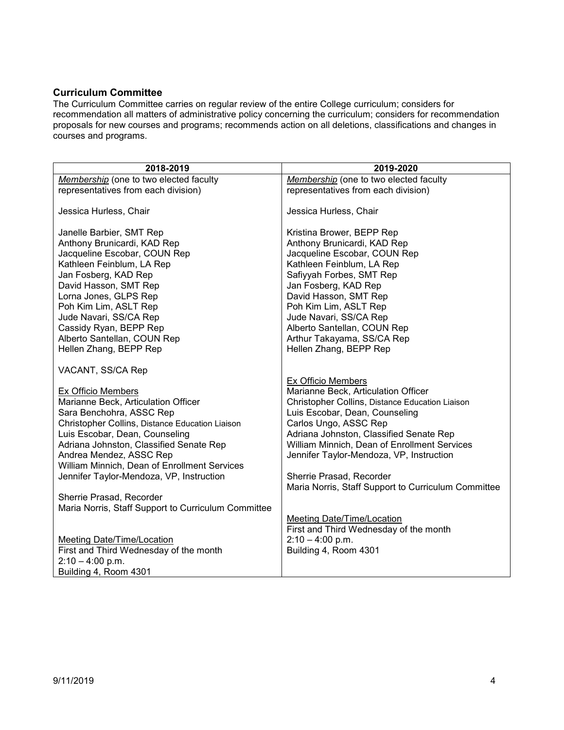### Curriculum Committee

The Curriculum Committee carries on regular review of the entire College curriculum; considers for recommendation all matters of administrative policy concerning the curriculum; considers for recommendation proposals for new courses and programs; recommends action on all deletions, classifications and changes in courses and programs.

| 2018-2019 | 2019-2020 |
|---|---|
| *Membership* (one to two elected faculty representatives from each division)<br><br>Jessica Hurless, Chair<br><br>Janelle Barbier, SMT Rep<br>Anthony Brunicardi, KAD Rep<br>Jacqueline Escobar, COUN Rep<br>Kathleen Feinblum, LA Rep<br>Jan Fosberg, KAD Rep<br>David Hasson, SMT Rep<br>Lorna Jones, GLPS Rep<br>Poh Kim Lim, ASLT Rep<br>Jude Navari, SS/CA Rep<br>Cassidy Ryan, BEPP Rep<br>Alberto Santellan, COUN Rep<br>Hellen Zhang, BEPP Rep<br><br>VACANT, SS/CA Rep<br><br>Ex Officio Members<br>Marianne Beck, Articulation Officer<br>Sara Benchohra, ASSC Rep<br>Christopher Collins, Distance Education Liaison<br>Luis Escobar, Dean, Counseling<br>Adriana Johnston, Classified Senate Rep<br>Andrea Mendez, ASSC Rep<br>William Minnich, Dean of Enrollment Services<br>Jennifer Taylor-Mendoza, VP, Instruction<br><br>Sherrie Prasad, Recorder<br>Maria Norris, Staff Support to Curriculum Committee<br><br>Meeting Date/Time/Location<br>First and Third Wednesday of the month<br>2:10 – 4:00 p.m.<br>Building 4, Room 4301 | *Membership* (one to two elected faculty representatives from each division)<br><br>Jessica Hurless, Chair<br><br>Kristina Brower, BEPP Rep<br>Anthony Brunicardi, KAD Rep<br>Jacqueline Escobar, COUN Rep<br>Kathleen Feinblum, LA Rep<br>Safiyyah Forbes, SMT Rep<br>Jan Fosberg, KAD Rep<br>David Hasson, SMT Rep<br>Poh Kim Lim, ASLT Rep<br>Jude Navari, SS/CA Rep<br>Alberto Santellan, COUN Rep<br>Arthur Takayama, SS/CA Rep<br>Hellen Zhang, BEPP Rep<br><br>Ex Officio Members<br>Marianne Beck, Articulation Officer<br>Christopher Collins, Distance Education Liaison<br>Luis Escobar, Dean, Counseling<br>Carlos Ungo, ASSC Rep<br>Adriana Johnston, Classified Senate Rep<br>William Minnich, Dean of Enrollment Services<br>Jennifer Taylor-Mendoza, VP, Instruction<br><br>Sherrie Prasad, Recorder<br>Maria Norris, Staff Support to Curriculum Committee<br><br>Meeting Date/Time/Location<br>First and Third Wednesday of the month<br>2:10 – 4:00 p.m.<br>Building 4, Room 4301 |

9/11/2019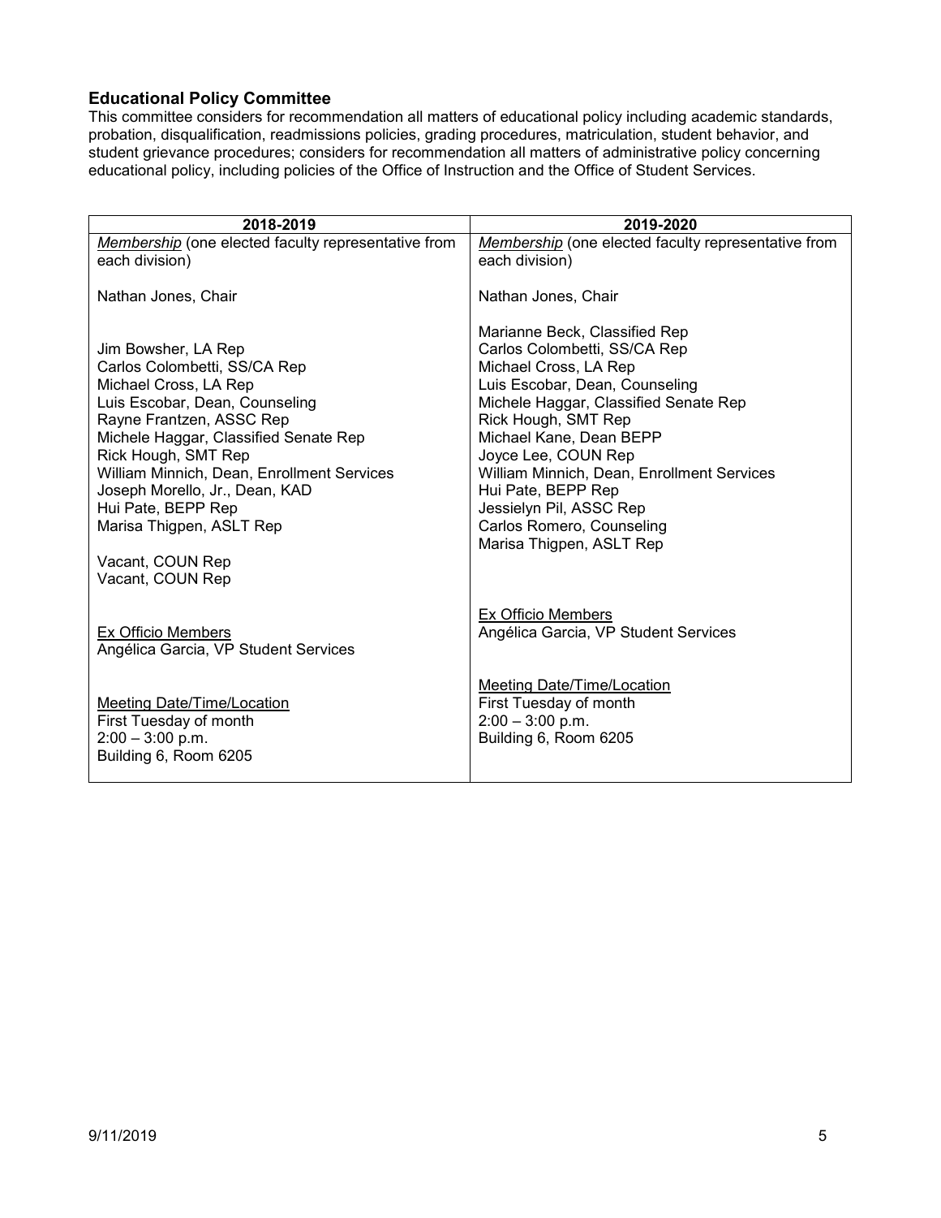### Educational Policy Committee

This committee considers for recommendation all matters of educational policy including academic standards, probation, disqualification, readmissions policies, grading procedures, matriculation, student behavior, and student grievance procedures; considers for recommendation all matters of administrative policy concerning educational policy, including policies of the Office of Instruction and the Office of Student Services.

| 2018-2019 | 2019-2020 |
|---|---|
| *Membership* (one elected faculty representative from each division)<br><br>Nathan Jones, Chair<br><br>Jim Bowsher, LA Rep<br>Carlos Colombetti, SS/CA Rep<br>Michael Cross, LA Rep<br>Luis Escobar, Dean, Counseling<br>Rayne Frantzen, ASSC Rep<br>Michele Haggar, Classified Senate Rep<br>Rick Hough, SMT Rep<br>William Minnich, Dean, Enrollment Services<br>Joseph Morello, Jr., Dean, KAD<br>Hui Pate, BEPP Rep<br>Marisa Thigpen, ASLT Rep<br><br>Vacant, COUN Rep<br>Vacant, COUN Rep<br><br>Ex Officio Members<br>Angélica Garcia, VP Student Services<br><br>Meeting Date/Time/Location<br>First Tuesday of month<br>2:00 – 3:00 p.m.<br>Building 6, Room 6205 | *Membership* (one elected faculty representative from each division)<br><br>Nathan Jones, Chair<br><br>Marianne Beck, Classified Rep<br>Carlos Colombetti, SS/CA Rep<br>Michael Cross, LA Rep<br>Luis Escobar, Dean, Counseling<br>Michele Haggar, Classified Senate Rep<br>Rick Hough, SMT Rep<br>Michael Kane, Dean BEPP<br>Joyce Lee, COUN Rep<br>William Minnich, Dean, Enrollment Services<br>Hui Pate, BEPP Rep<br>Jessielyn Pil, ASSC Rep<br>Carlos Romero, Counseling<br>Marisa Thigpen, ASLT Rep<br><br>Ex Officio Members<br>Angélica Garcia, VP Student Services<br><br>Meeting Date/Time/Location<br>First Tuesday of month<br>2:00 – 3:00 p.m.<br>Building 6, Room 6205 |

9/11/2019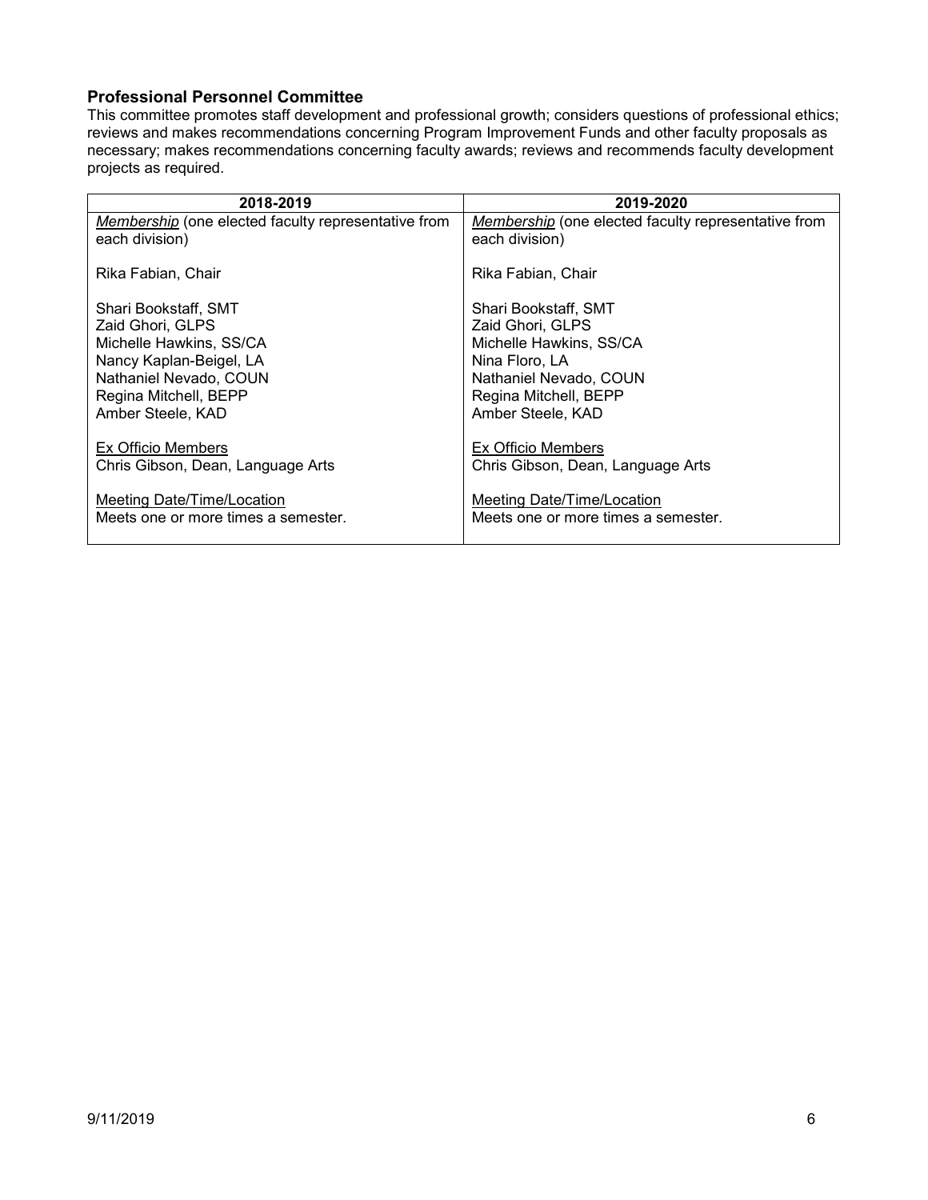### Professional Personnel Committee

This committee promotes staff development and professional growth; considers questions of professional ethics; reviews and makes recommendations concerning Program Improvement Funds and other faculty proposals as necessary; makes recommendations concerning faculty awards; reviews and recommends faculty development projects as required.

| 2018-2019 | 2019-2020 |
|---|---|
| *Membership* (one elected faculty representative from each division)<br><br>Rika Fabian, Chair<br><br>Shari Bookstaff, SMT<br>Zaid Ghori, GLPS<br>Michelle Hawkins, SS/CA<br>Nancy Kaplan-Beigel, LA<br>Nathaniel Nevado, COUN<br>Regina Mitchell, BEPP<br>Amber Steele, KAD<br><br>Ex Officio Members<br>Chris Gibson, Dean, Language Arts<br><br>Meeting Date/Time/Location<br>Meets one or more times a semester. | *Membership* (one elected faculty representative from each division)<br><br>Rika Fabian, Chair<br><br>Shari Bookstaff, SMT<br>Zaid Ghori, GLPS<br>Michelle Hawkins, SS/CA<br>Nina Floro, LA<br>Nathaniel Nevado, COUN<br>Regina Mitchell, BEPP<br>Amber Steele, KAD<br><br>Ex Officio Members<br>Chris Gibson, Dean, Language Arts<br><br>Meeting Date/Time/Location<br>Meets one or more times a semester. |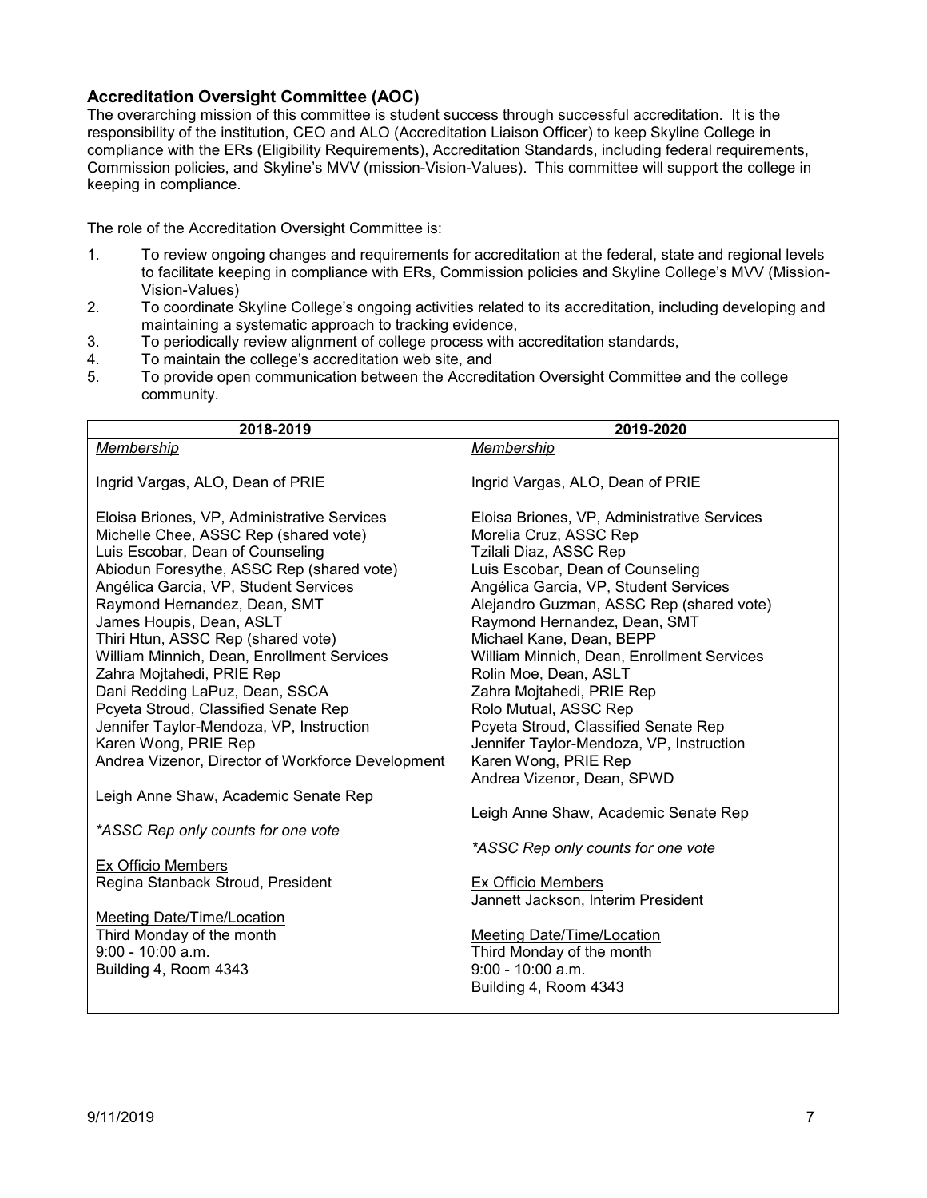### Accreditation Oversight Committee (AOC)

The overarching mission of this committee is student success through successful accreditation. It is the responsibility of the institution, CEO and ALO (Accreditation Liaison Officer) to keep Skyline College in compliance with the ERs (Eligibility Requirements), Accreditation Standards, including federal requirements, Commission policies, and Skyline's MVV (mission-Vision-Values). This committee will support the college in keeping in compliance.

The role of the Accreditation Oversight Committee is:

1. To review ongoing changes and requirements for accreditation at the federal, state and regional levels to facilitate keeping in compliance with ERs, Commission policies and Skyline College's MVV (Mission-Vision-Values)
2. To coordinate Skyline College's ongoing activities related to its accreditation, including developing and maintaining a systematic approach to tracking evidence,
3. To periodically review alignment of college process with accreditation standards,
4. To maintain the college's accreditation web site, and
5. To provide open communication between the Accreditation Oversight Committee and the college community.

| 2018-2019 | 2019-2020 |
|---|---|
| *Membership*<br><br>Ingrid Vargas, ALO, Dean of PRIE<br><br>Eloisa Briones, VP, Administrative Services<br>Michelle Chee, ASSC Rep (shared vote)<br>Luis Escobar, Dean of Counseling<br>Abiodun Foresythe, ASSC Rep (shared vote)<br>Angélica Garcia, VP, Student Services<br>Raymond Hernandez, Dean, SMT<br>James Houpis, Dean, ASLT<br>Thiri Htun, ASSC Rep (shared vote)<br>William Minnich, Dean, Enrollment Services<br>Zahra Mojtahedi, PRIE Rep<br>Dani Redding LaPuz, Dean, SSCA<br>Pcyeta Stroud, Classified Senate Rep<br>Jennifer Taylor-Mendoza, VP, Instruction<br>Karen Wong, PRIE Rep<br>Andrea Vizenor, Director of Workforce Development<br><br>Leigh Anne Shaw, Academic Senate Rep<br><br>*\*ASSC Rep only counts for one vote*<br><br>Ex Officio Members<br>Regina Stanback Stroud, President<br><br>Meeting Date/Time/Location<br>Third Monday of the month<br>9:00 - 10:00 a.m.<br>Building 4, Room 4343 | *Membership*<br><br>Ingrid Vargas, ALO, Dean of PRIE<br><br>Eloisa Briones, VP, Administrative Services<br>Morelia Cruz, ASSC Rep<br>Tzilali Diaz, ASSC Rep<br>Luis Escobar, Dean of Counseling<br>Angélica Garcia, VP, Student Services<br>Alejandro Guzman, ASSC Rep (shared vote)<br>Raymond Hernandez, Dean, SMT<br>Michael Kane, Dean, BEPP<br>William Minnich, Dean, Enrollment Services<br>Rolin Moe, Dean, ASLT<br>Zahra Mojtahedi, PRIE Rep<br>Rolo Mutual, ASSC Rep<br>Pcyeta Stroud, Classified Senate Rep<br>Jennifer Taylor-Mendoza, VP, Instruction<br>Karen Wong, PRIE Rep<br>Andrea Vizenor, Dean, SPWD<br><br>Leigh Anne Shaw, Academic Senate Rep<br><br>*\*ASSC Rep only counts for one vote*<br><br>Ex Officio Members<br>Jannett Jackson, Interim President<br><br>Meeting Date/Time/Location<br>Third Monday of the month<br>9:00 - 10:00 a.m.<br>Building 4, Room 4343 |

9/11/2019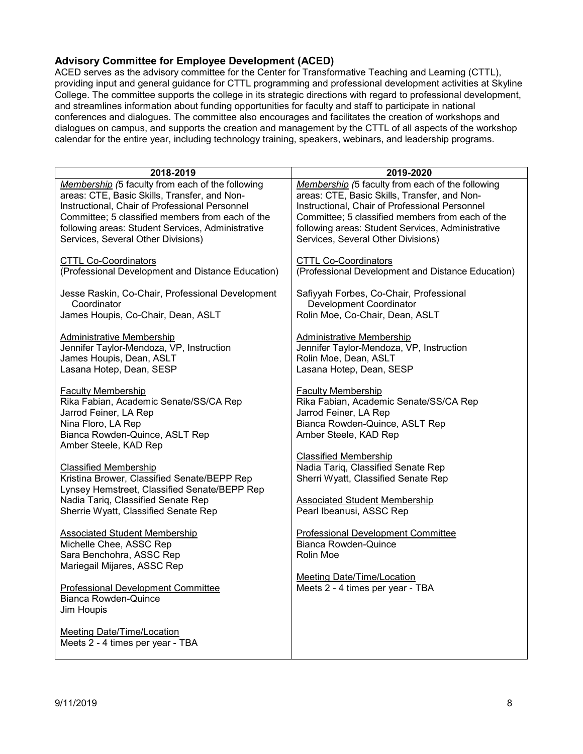## Advisory Committee for Employee Development (ACED)

ACED serves as the advisory committee for the Center for Transformative Teaching and Learning (CTTL), providing input and general guidance for CTTL programming and professional development activities at Skyline College. The committee supports the college in its strategic directions with regard to professional development, and streamlines information about funding opportunities for faculty and staff to participate in national conferences and dialogues. The committee also encourages and facilitates the creation of workshops and dialogues on campus, and supports the creation and management by the CTTL of all aspects of the workshop calendar for the entire year, including technology training, speakers, webinars, and leadership programs.

| 2018-2019 | 2019-2020 |
|---|---|
| *Membership* (5 faculty from each of the following areas: CTE, Basic Skills, Transfer, and Non-Instructional, Chair of Professional Personnel Committee; 5 classified members from each of the following areas: Student Services, Administrative Services, Several Other Divisions) | *Membership* (5 faculty from each of the following areas: CTE, Basic Skills, Transfer, and Non-Instructional, Chair of Professional Personnel Committee; 5 classified members from each of the following areas: Student Services, Administrative Services, Several Other Divisions) |
| <u>CTTL Co-Coordinators</u><br>(Professional Development and Distance Education) | <u>CTTL Co-Coordinators</u><br>(Professional Development and Distance Education) |
| Jesse Raskin, Co-Chair, Professional Development Coordinator<br>James Houpis, Co-Chair, Dean, ASLT | Safiyyah Forbes, Co-Chair, Professional Development Coordinator<br>Rolin Moe, Co-Chair, Dean, ASLT |
| <u>Administrative Membership</u><br>Jennifer Taylor-Mendoza, VP, Instruction<br>James Houpis, Dean, ASLT<br>Lasana Hotep, Dean, SESP | <u>Administrative Membership</u><br>Jennifer Taylor-Mendoza, VP, Instruction<br>Rolin Moe, Dean, ASLT<br>Lasana Hotep, Dean, SESP |
| <u>Faculty Membership</u><br>Rika Fabian, Academic Senate/SS/CA Rep<br>Jarrod Feiner, LA Rep<br>Nina Floro, LA Rep<br>Bianca Rowden-Quince, ASLT Rep<br>Amber Steele, KAD Rep | <u>Faculty Membership</u><br>Rika Fabian, Academic Senate/SS/CA Rep<br>Jarrod Feiner, LA Rep<br>Bianca Rowden-Quince, ASLT Rep<br>Amber Steele, KAD Rep |
| <u>Classified Membership</u><br>Kristina Brower, Classified Senate/BEPP Rep<br>Lynsey Hemstreet, Classified Senate/BEPP Rep<br>Nadia Tariq, Classified Senate Rep<br>Sherrie Wyatt, Classified Senate Rep | <u>Classified Membership</u><br>Nadia Tariq, Classified Senate Rep<br>Sherri Wyatt, Classified Senate Rep |
| <u>Associated Student Membership</u><br>Michelle Chee, ASSC Rep<br>Sara Benchohra, ASSC Rep<br>Mariegail Mijares, ASSC Rep | <u>Associated Student Membership</u><br>Pearl Ibeanusi, ASSC Rep |
| <u>Professional Development Committee</u><br>Bianca Rowden-Quince<br>Jim Houpis | <u>Professional Development Committee</u><br>Bianca Rowden-Quince<br>Rolin Moe |
| <u>Meeting Date/Time/Location</u><br>Meets 2 - 4 times per year - TBA | <u>Meeting Date/Time/Location</u><br>Meets 2 - 4 times per year - TBA |

9/11/2019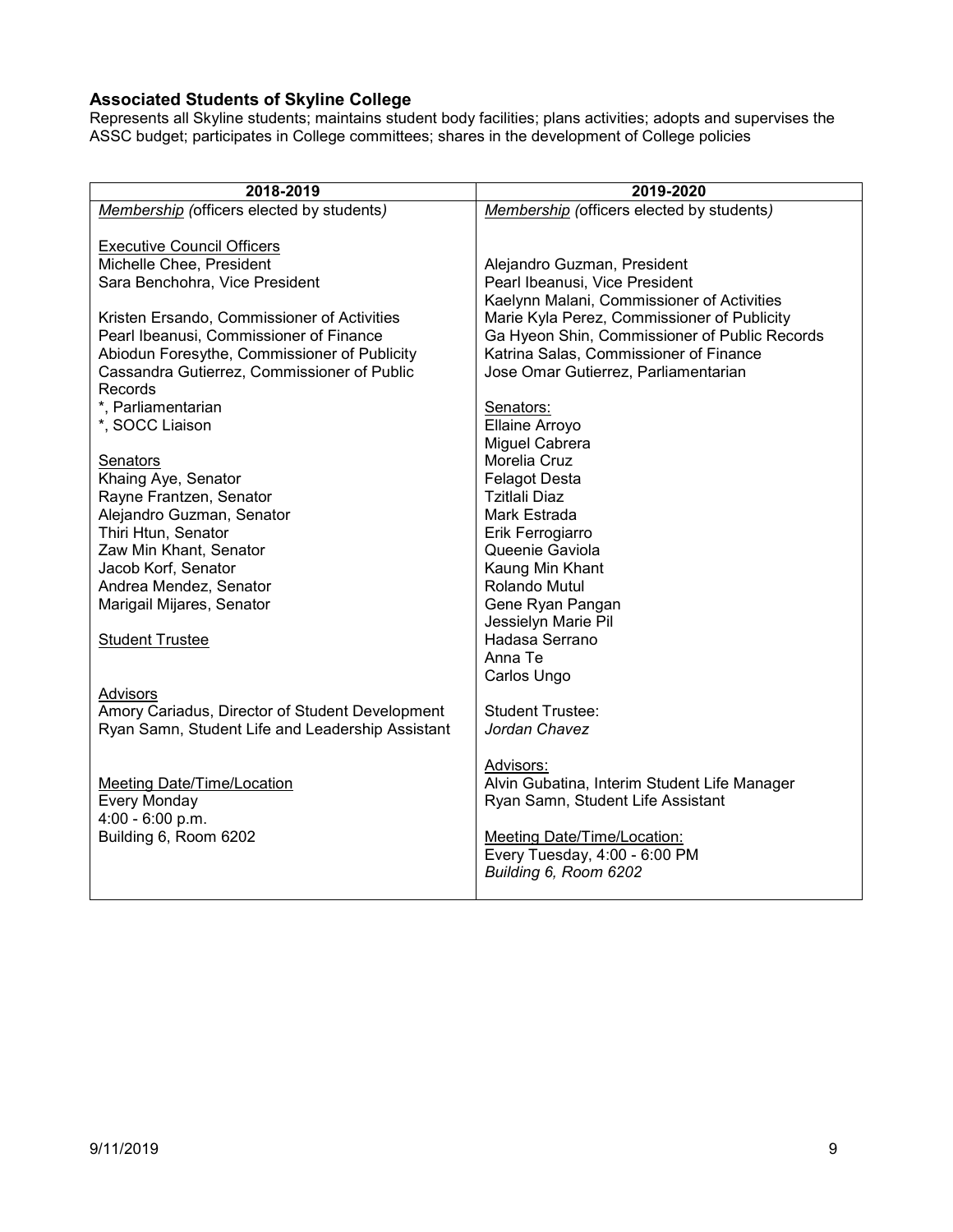### Associated Students of Skyline College

Represents all Skyline students; maintains student body facilities; plans activities; adopts and supervises the ASSC budget; participates in College committees; shares in the development of College policies

| 2018-2019 | 2019-2020 |
|---|---|
| *Membership (officers elected by students)*<br><br>Executive Council Officers<br>Michelle Chee, President<br>Sara Benchohra, Vice President<br><br>Kristen Ersando, Commissioner of Activities<br>Pearl Ibeanusi, Commissioner of Finance<br>Abiodun Foresythe, Commissioner of Publicity<br>Cassandra Gutierrez, Commissioner of Public Records<br>*, Parliamentarian<br>*, SOCC Liaison<br><br>Senators<br>Khaing Aye, Senator<br>Rayne Frantzen, Senator<br>Alejandro Guzman, Senator<br>Thiri Htun, Senator<br>Zaw Min Khant, Senator<br>Jacob Korf, Senator<br>Andrea Mendez, Senator<br>Marigail Mijares, Senator<br><br>Student Trustee<br><br>Advisors<br>Amory Cariadus, Director of Student Development<br>Ryan Samn, Student Life and Leadership Assistant<br><br>Meeting Date/Time/Location<br>Every Monday<br>4:00 - 6:00 p.m.<br>Building 6, Room 6202 | *Membership (officers elected by students)*<br><br>Alejandro Guzman, President<br>Pearl Ibeanusi, Vice President<br>Kaelynn Malani, Commissioner of Activities<br>Marie Kyla Perez, Commissioner of Publicity<br>Ga Hyeon Shin, Commissioner of Public Records<br>Katrina Salas, Commissioner of Finance<br>Jose Omar Gutierrez, Parliamentarian<br><br>Senators:<br>Ellaine Arroyo<br>Miguel Cabrera<br>Morelia Cruz<br>Felagot Desta<br>Tzitlali Diaz<br>Mark Estrada<br>Erik Ferrogiarro<br>Queenie Gaviola<br>Kaung Min Khant<br>Rolando Mutul<br>Gene Ryan Pangan<br>Jessielyn Marie Pil<br>Hadasa Serrano<br>Anna Te<br>Carlos Ungo<br><br>Student Trustee:<br>*Jordan Chavez*<br><br>Advisors:<br>Alvin Gubatina, Interim Student Life Manager<br>Ryan Samn, Student Life Assistant<br><br>Meeting Date/Time/Location:<br>Every Tuesday, 4:00 - 6:00 PM<br>*Building 6, Room 6202* |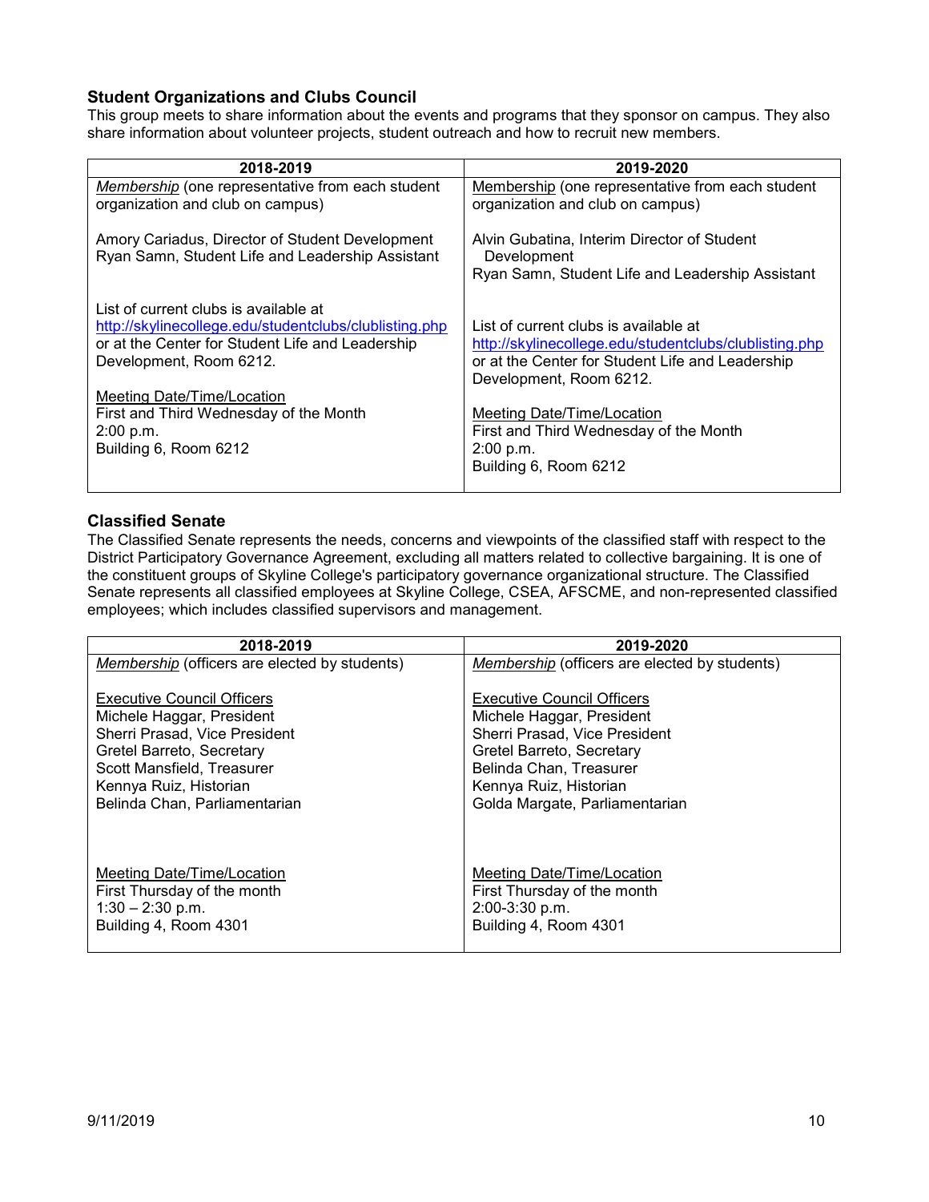### Student Organizations and Clubs Council

This group meets to share information about the events and programs that they sponsor on campus. They also share information about volunteer projects, student outreach and how to recruit new members.

| 2018-2019 | 2019-2020 |
|---|---|
| *Membership* (one representative from each student organization and club on campus)<br><br>Amory Cariadus, Director of Student Development<br>Ryan Samn, Student Life and Leadership Assistant<br><br>List of current clubs is available at http://skylinecollege.edu/studentclubs/clublisting.php or at the Center for Student Life and Leadership Development, Room 6212.<br><br>Meeting Date/Time/Location<br>First and Third Wednesday of the Month<br>2:00 p.m.<br>Building 6, Room 6212 | Membership (one representative from each student organization and club on campus)<br><br>Alvin Gubatina, Interim Director of Student Development<br>Ryan Samn, Student Life and Leadership Assistant<br><br>List of current clubs is available at http://skylinecollege.edu/studentclubs/clublisting.php or at the Center for Student Life and Leadership Development, Room 6212.<br><br>Meeting Date/Time/Location<br>First and Third Wednesday of the Month<br>2:00 p.m.<br>Building 6, Room 6212 |

### Classified Senate

The Classified Senate represents the needs, concerns and viewpoints of the classified staff with respect to the District Participatory Governance Agreement, excluding all matters related to collective bargaining. It is one of the constituent groups of Skyline College's participatory governance organizational structure. The Classified Senate represents all classified employees at Skyline College, CSEA, AFSCME, and non-represented classified employees; which includes classified supervisors and management.

| 2018-2019 | 2019-2020 |
|---|---|
| *Membership* (officers are elected by students)<br><br>Executive Council Officers<br>Michele Haggar, President<br>Sherri Prasad, Vice President<br>Gretel Barreto, Secretary<br>Scott Mansfield, Treasurer<br>Kennya Ruiz, Historian<br>Belinda Chan, Parliamentarian<br><br>Meeting Date/Time/Location<br>First Thursday of the month<br>1:30 – 2:30 p.m.<br>Building 4, Room 4301 | *Membership* (officers are elected by students)<br><br>Executive Council Officers<br>Michele Haggar, President<br>Sherri Prasad, Vice President<br>Gretel Barreto, Secretary<br>Belinda Chan, Treasurer<br>Kennya Ruiz, Historian<br>Golda Margate, Parliamentarian<br><br>Meeting Date/Time/Location<br>First Thursday of the month<br>2:00-3:30 p.m.<br>Building 4, Room 4301 |

9/11/2019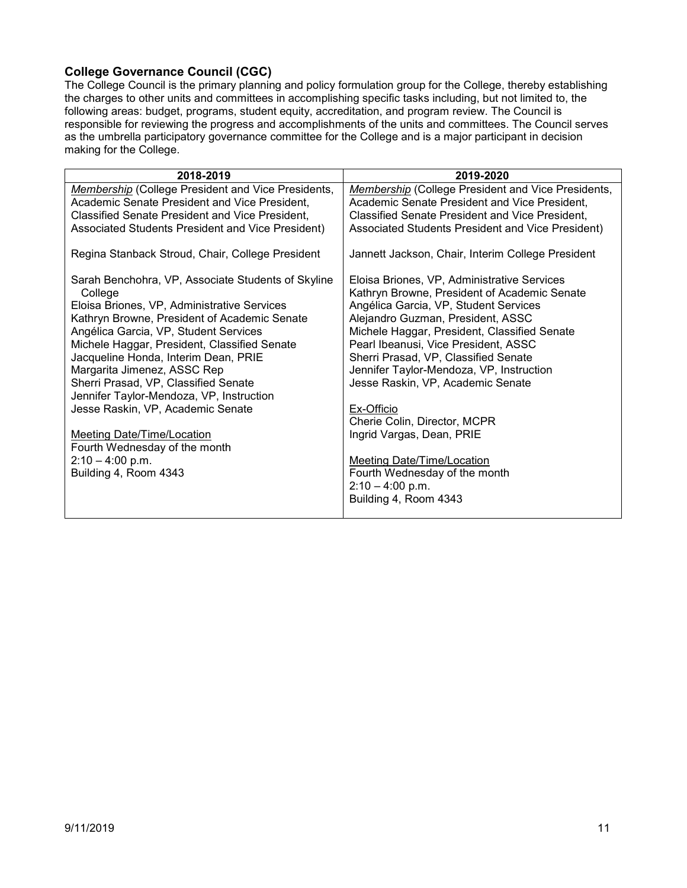### College Governance Council (CGC)

The College Council is the primary planning and policy formulation group for the College, thereby establishing the charges to other units and committees in accomplishing specific tasks including, but not limited to, the following areas: budget, programs, student equity, accreditation, and program review. The Council is responsible for reviewing the progress and accomplishments of the units and committees. The Council serves as the umbrella participatory governance committee for the College and is a major participant in decision making for the College.

| 2018-2019 | 2019-2020 |
|---|---|
| *Membership* (College President and Vice Presidents, Academic Senate President and Vice President, Classified Senate President and Vice President, Associated Students President and Vice President)<br><br>Regina Stanback Stroud, Chair, College President<br><br>Sarah Benchohra, VP, Associate Students of Skyline College<br>Eloisa Briones, VP, Administrative Services<br>Kathryn Browne, President of Academic Senate<br>Angélica Garcia, VP, Student Services<br>Michele Haggar, President, Classified Senate<br>Jacqueline Honda, Interim Dean, PRIE<br>Margarita Jimenez, ASSC Rep<br>Sherri Prasad, VP, Classified Senate<br>Jennifer Taylor-Mendoza, VP, Instruction<br>Jesse Raskin, VP, Academic Senate<br><br>Meeting Date/Time/Location<br>Fourth Wednesday of the month<br>2:10 – 4:00 p.m.<br>Building 4, Room 4343 | *Membership* (College President and Vice Presidents, Academic Senate President and Vice President, Classified Senate President and Vice President, Associated Students President and Vice President)<br><br>Jannett Jackson, Chair, Interim College President<br><br>Eloisa Briones, VP, Administrative Services<br>Kathryn Browne, President of Academic Senate<br>Angélica Garcia, VP, Student Services<br>Alejandro Guzman, President, ASSC<br>Michele Haggar, President, Classified Senate<br>Pearl Ibeanusi, Vice President, ASSC<br>Sherri Prasad, VP, Classified Senate<br>Jennifer Taylor-Mendoza, VP, Instruction<br>Jesse Raskin, VP, Academic Senate<br><br>Ex-Officio<br>Cherie Colin, Director, MCPR<br>Ingrid Vargas, Dean, PRIE<br><br>Meeting Date/Time/Location<br>Fourth Wednesday of the month<br>2:10 – 4:00 p.m.<br>Building 4, Room 4343 |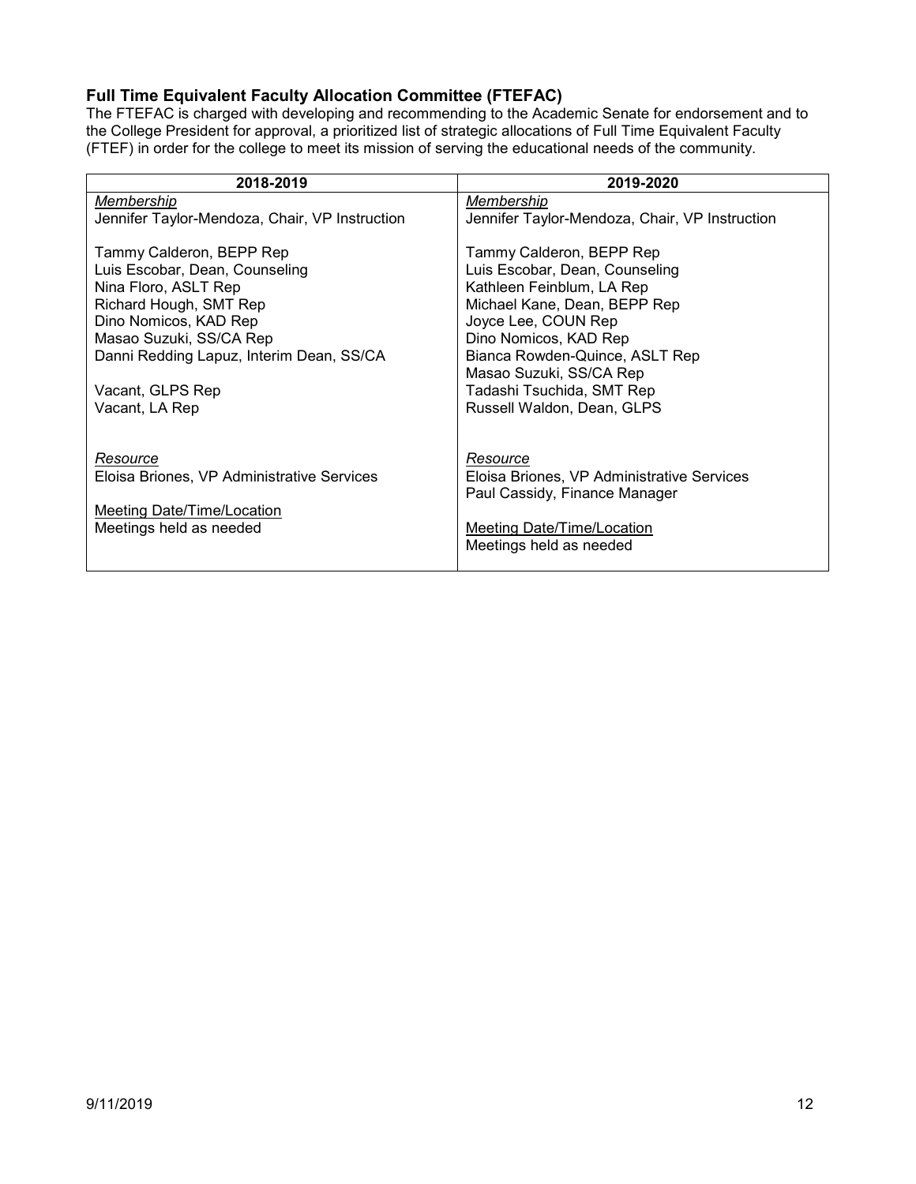### Full Time Equivalent Faculty Allocation Committee (FTEFAC)

The FTEFAC is charged with developing and recommending to the Academic Senate for endorsement and to the College President for approval, a prioritized list of strategic allocations of Full Time Equivalent Faculty (FTEF) in order for the college to meet its mission of serving the educational needs of the community.

| 2018-2019 | 2019-2020 |
|---|---|
| *Membership*<br>Jennifer Taylor-Mendoza, Chair, VP Instruction<br><br>Tammy Calderon, BEPP Rep<br>Luis Escobar, Dean, Counseling<br>Nina Floro, ASLT Rep<br>Richard Hough, SMT Rep<br>Dino Nomicos, KAD Rep<br>Masao Suzuki, SS/CA Rep<br>Danni Redding Lapuz, Interim Dean, SS/CA<br><br>Vacant, GLPS Rep<br>Vacant, LA Rep<br><br><br>*Resource*<br>Eloisa Briones, VP Administrative Services<br><br>Meeting Date/Time/Location<br>Meetings held as needed | *Membership*<br>Jennifer Taylor-Mendoza, Chair, VP Instruction<br><br>Tammy Calderon, BEPP Rep<br>Luis Escobar, Dean, Counseling<br>Kathleen Feinblum, LA Rep<br>Michael Kane, Dean, BEPP Rep<br>Joyce Lee, COUN Rep<br>Dino Nomicos, KAD Rep<br>Bianca Rowden-Quince, ASLT Rep<br>Masao Suzuki, SS/CA Rep<br>Tadashi Tsuchida, SMT Rep<br>Russell Waldon, Dean, GLPS<br><br><br>*Resource*<br>Eloisa Briones, VP Administrative Services<br>Paul Cassidy, Finance Manager<br><br>Meeting Date/Time/Location<br>Meetings held as needed |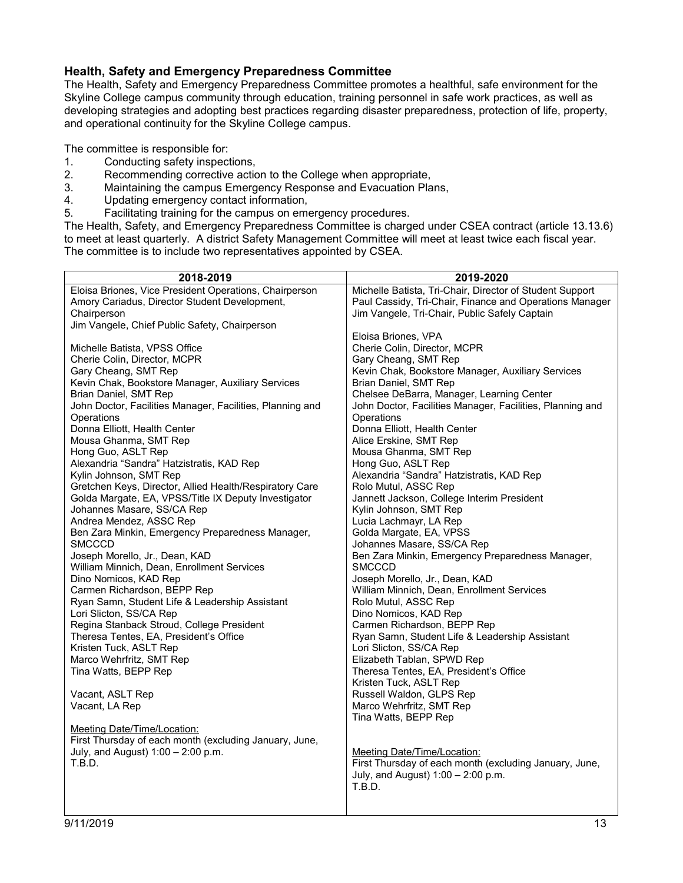### **Health, Safety and Emergency Preparedness Committee**

The Health, Safety and Emergency Preparedness Committee promotes a healthful, safe environment for the Skyline College campus community through education, training personnel in safe work practices, as well as developing strategies and adopting best practices regarding disaster preparedness, protection of life, property, and operational continuity for the Skyline College campus.

The committee is responsible for:

1. Conducting safety inspections,
2. Recommending corrective action to the College when appropriate,
3. Maintaining the campus Emergency Response and Evacuation Plans,
4. Updating emergency contact information,
5. Facilitating training for the campus on emergency procedures.

The Health, Safety, and Emergency Preparedness Committee is charged under CSEA contract (article 13.13.6) to meet at least quarterly. A district Safety Management Committee will meet at least twice each fiscal year. The committee is to include two representatives appointed by CSEA.

| 2018-2019 | 2019-2020 |
|---|---|
| Eloisa Briones, Vice President Operations, Chairperson<br>Amory Cariadus, Director Student Development, Chairperson<br>Jim Vangele, Chief Public Safety, Chairperson<br><br>Michelle Batista, VPSS Office<br>Cherie Colin, Director, MCPR<br>Gary Cheang, SMT Rep<br>Kevin Chak, Bookstore Manager, Auxiliary Services<br>Brian Daniel, SMT Rep<br>John Doctor, Facilities Manager, Facilities, Planning and Operations<br>Donna Elliott, Health Center<br>Mousa Ghanma, SMT Rep<br>Hong Guo, ASLT Rep<br>Alexandria "Sandra" Hatzistratis, KAD Rep<br>Kylin Johnson, SMT Rep<br>Gretchen Keys, Director, Allied Health/Respiratory Care<br>Golda Margate, EA, VPSS/Title IX Deputy Investigator<br>Johannes Masare, SS/CA Rep<br>Andrea Mendez, ASSC Rep<br>Ben Zara Minkin, Emergency Preparedness Manager, SMCCCD<br>Joseph Morello, Jr., Dean, KAD<br>William Minnich, Dean, Enrollment Services<br>Dino Nomicos, KAD Rep<br>Carmen Richardson, BEPP Rep<br>Ryan Samn, Student Life & Leadership Assistant<br>Lori Slicton, SS/CA Rep<br>Regina Stanback Stroud, College President<br>Theresa Tentes, EA, President's Office<br>Kristen Tuck, ASLT Rep<br>Marco Wehrfritz, SMT Rep<br>Tina Watts, BEPP Rep<br><br>Vacant, ASLT Rep<br>Vacant, LA Rep<br><br>Meeting Date/Time/Location:<br>First Thursday of each month (excluding January, June, July, and August) 1:00 – 2:00 p.m.<br>T.B.D. | Michelle Batista, Tri-Chair, Director of Student Support<br>Paul Cassidy, Tri-Chair, Finance and Operations Manager<br>Jim Vangele, Tri-Chair, Public Safely Captain<br><br>Eloisa Briones, VPA<br>Cherie Colin, Director, MCPR<br>Gary Cheang, SMT Rep<br>Kevin Chak, Bookstore Manager, Auxiliary Services<br>Brian Daniel, SMT Rep<br>Chelsee DeBarra, Manager, Learning Center<br>John Doctor, Facilities Manager, Facilities, Planning and Operations<br>Donna Elliott, Health Center<br>Alice Erskine, SMT Rep<br>Mousa Ghanma, SMT Rep<br>Hong Guo, ASLT Rep<br>Alexandria "Sandra" Hatzistratis, KAD Rep<br>Rolo Mutul, ASSC Rep<br>Jannett Jackson, College Interim President<br>Kylin Johnson, SMT Rep<br>Lucia Lachmayr, LA Rep<br>Golda Margate, EA, VPSS<br>Johannes Masare, SS/CA Rep<br>Ben Zara Minkin, Emergency Preparedness Manager, SMCCCD<br>Joseph Morello, Jr., Dean, KAD<br>William Minnich, Dean, Enrollment Services<br>Rolo Mutul, ASSC Rep<br>Dino Nomicos, KAD Rep<br>Carmen Richardson, BEPP Rep<br>Ryan Samn, Student Life & Leadership Assistant<br>Lori Slicton, SS/CA Rep<br>Elizabeth Tablan, SPWD Rep<br>Theresa Tentes, EA, President's Office<br>Kristen Tuck, ASLT Rep<br>Russell Waldon, GLPS Rep<br>Marco Wehrfritz, SMT Rep<br>Tina Watts, BEPP Rep<br><br>Meeting Date/Time/Location:<br>First Thursday of each month (excluding January, June, July, and August) 1:00 – 2:00 p.m.<br>T.B.D. |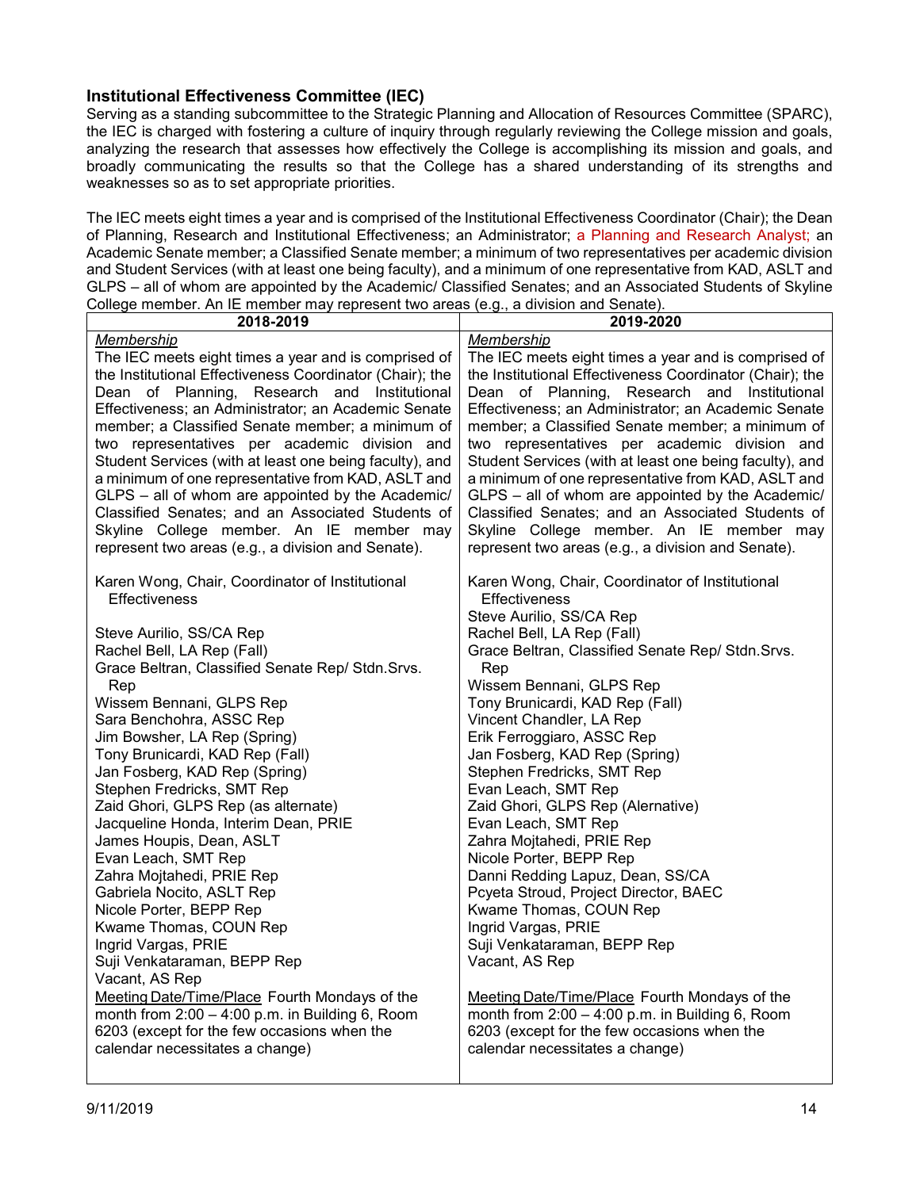### Institutional Effectiveness Committee (IEC)

Serving as a standing subcommittee to the Strategic Planning and Allocation of Resources Committee (SPARC), the IEC is charged with fostering a culture of inquiry through regularly reviewing the College mission and goals, analyzing the research that assesses how effectively the College is accomplishing its mission and goals, and broadly communicating the results so that the College has a shared understanding of its strengths and weaknesses so as to set appropriate priorities.

The IEC meets eight times a year and is comprised of the Institutional Effectiveness Coordinator (Chair); the Dean of Planning, Research and Institutional Effectiveness; an Administrator; a Planning and Research Analyst; an Academic Senate member; a Classified Senate member; a minimum of two representatives per academic division and Student Services (with at least one being faculty), and a minimum of one representative from KAD, ASLT and GLPS – all of whom are appointed by the Academic/ Classified Senates; and an Associated Students of Skyline College member. An IE member may represent two areas (e.g., a division and Senate).

| 2018-2019 | 2019-2020 |
|---|---|
| *Membership*<br>The IEC meets eight times a year and is comprised of the Institutional Effectiveness Coordinator (Chair); the Dean of Planning, Research and Institutional Effectiveness; an Administrator; an Academic Senate member; a Classified Senate member; a minimum of two representatives per academic division and Student Services (with at least one being faculty), and a minimum of one representative from KAD, ASLT and GLPS – all of whom are appointed by the Academic/ Classified Senates; and an Associated Students of Skyline College member. An IE member may represent two areas (e.g., a division and Senate). | *Membership*<br>The IEC meets eight times a year and is comprised of the Institutional Effectiveness Coordinator (Chair); the Dean of Planning, Research and Institutional Effectiveness; an Administrator; an Academic Senate member; a Classified Senate member; a minimum of two representatives per academic division and Student Services (with at least one being faculty), and a minimum of one representative from KAD, ASLT and GLPS – all of whom are appointed by the Academic/ Classified Senates; and an Associated Students of Skyline College member. An IE member may represent two areas (e.g., a division and Senate). |
| Karen Wong, Chair, Coordinator of Institutional Effectiveness<br><br>Steve Aurilio, SS/CA Rep<br>Rachel Bell, LA Rep (Fall)<br>Grace Beltran, Classified Senate Rep/ Stdn.Srvs. Rep<br>Wissem Bennani, GLPS Rep<br>Sara Benchohra, ASSC Rep<br>Jim Bowsher, LA Rep (Spring)<br>Tony Brunicardi, KAD Rep (Fall)<br>Jan Fosberg, KAD Rep (Spring)<br>Stephen Fredricks, SMT Rep<br>Zaid Ghori, GLPS Rep (as alternate)<br>Jacqueline Honda, Interim Dean, PRIE<br>James Houpis, Dean, ASLT<br>Evan Leach, SMT Rep<br>Zahra Mojtahedi, PRIE Rep<br>Gabriela Nocito, ASLT Rep<br>Nicole Porter, BEPP Rep<br>Kwame Thomas, COUN Rep<br>Ingrid Vargas, PRIE<br>Suji Venkataraman, BEPP Rep<br>Vacant, AS Rep | Karen Wong, Chair, Coordinator of Institutional Effectiveness<br>Steve Aurilio, SS/CA Rep<br>Rachel Bell, LA Rep (Fall)<br>Grace Beltran, Classified Senate Rep/ Stdn.Srvs. Rep<br>Wissem Bennani, GLPS Rep<br>Tony Brunicardi, KAD Rep (Fall)<br>Vincent Chandler, LA Rep<br>Erik Ferroggiaro, ASSC Rep<br>Jan Fosberg, KAD Rep (Spring)<br>Stephen Fredricks, SMT Rep<br>Evan Leach, SMT Rep<br>Zaid Ghori, GLPS Rep (Alernative)<br>Evan Leach, SMT Rep<br>Zahra Mojtahedi, PRIE Rep<br>Nicole Porter, BEPP Rep<br>Danni Redding Lapuz, Dean, SS/CA<br>Pcyeta Stroud, Project Director, BAEC<br>Kwame Thomas, COUN Rep<br>Ingrid Vargas, PRIE<br>Suji Venkataraman, BEPP Rep<br>Vacant, AS Rep |
| <u>Meeting Date/Time/Place</u> Fourth Mondays of the month from 2:00 – 4:00 p.m. in Building 6, Room 6203 (except for the few occasions when the calendar necessitates a change) | <u>Meeting Date/Time/Place</u> Fourth Mondays of the month from 2:00 – 4:00 p.m. in Building 6, Room 6203 (except for the few occasions when the calendar necessitates a change) |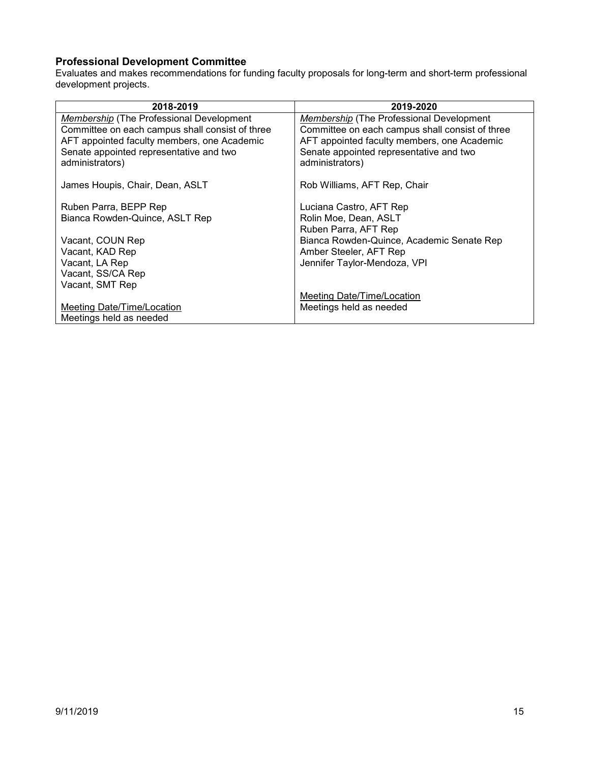**Professional Development Committee**

Evaluates and makes recommendations for funding faculty proposals for long-term and short-term professional development projects.

| 2018-2019 | 2019-2020 |
|---|---|
| *Membership* (The Professional Development Committee on each campus shall consist of three AFT appointed faculty members, one Academic Senate appointed representative and two administrators)<br><br>James Houpis, Chair, Dean, ASLT<br><br>Ruben Parra, BEPP Rep<br>Bianca Rowden-Quince, ASLT Rep<br><br>Vacant, COUN Rep<br>Vacant, KAD Rep<br>Vacant, LA Rep<br>Vacant, SS/CA Rep<br>Vacant, SMT Rep<br><br>Meeting Date/Time/Location<br>Meetings held as needed | *Membership* (The Professional Development Committee on each campus shall consist of three AFT appointed faculty members, one Academic Senate appointed representative and two administrators)<br><br>Rob Williams, AFT Rep, Chair<br><br>Luciana Castro, AFT Rep<br>Rolin Moe, Dean, ASLT<br>Ruben Parra, AFT Rep<br>Bianca Rowden-Quince, Academic Senate Rep<br>Amber Steeler, AFT Rep<br>Jennifer Taylor-Mendoza, VPI<br><br>Meeting Date/Time/Location<br>Meetings held as needed |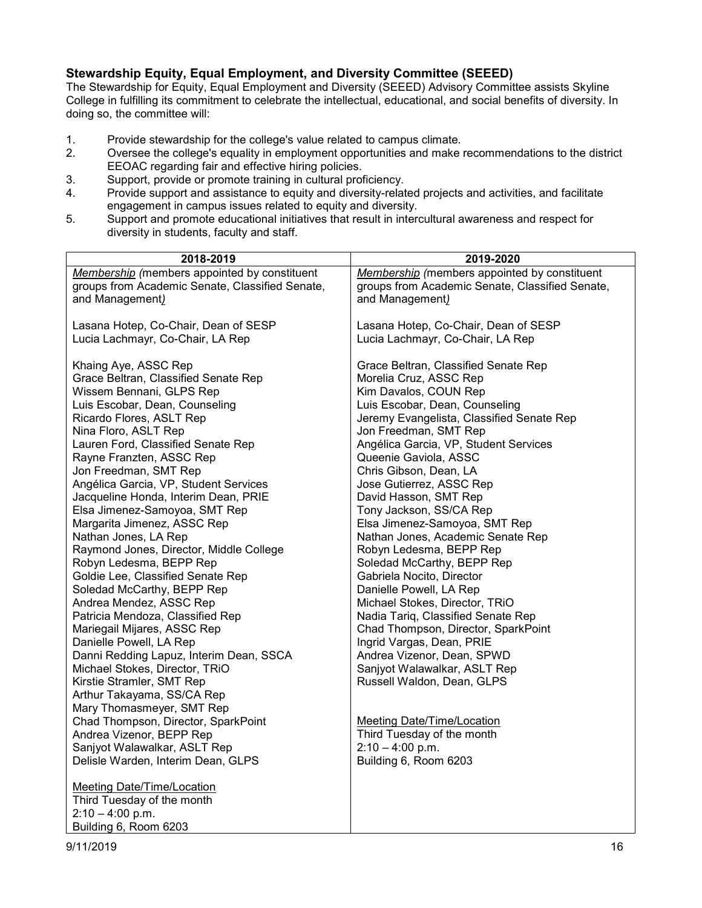### Stewardship Equity, Equal Employment, and Diversity Committee (SEEED)

The Stewardship for Equity, Equal Employment and Diversity (SEEED) Advisory Committee assists Skyline College in fulfilling its commitment to celebrate the intellectual, educational, and social benefits of diversity. In doing so, the committee will:

1. Provide stewardship for the college's value related to campus climate.
2. Oversee the college's equality in employment opportunities and make recommendations to the district EEOAC regarding fair and effective hiring policies.
3. Support, provide or promote training in cultural proficiency.
4. Provide support and assistance to equity and diversity-related projects and activities, and facilitate engagement in campus issues related to equity and diversity.
5. Support and promote educational initiatives that result in intercultural awareness and respect for diversity in students, faculty and staff.

| 2018-2019 | 2019-2020 |
|---|---|
| *Membership (members appointed by constituent groups from Academic Senate, Classified Senate, and Management)* | *Membership (members appointed by constituent groups from Academic Senate, Classified Senate, and Management)* |
| Lasana Hotep, Co-Chair, Dean of SESP<br>Lucia Lachmayr, Co-Chair, LA Rep | Lasana Hotep, Co-Chair, Dean of SESP<br>Lucia Lachmayr, Co-Chair, LA Rep |
| Khaing Aye, ASSC Rep<br>Grace Beltran, Classified Senate Rep<br>Wissem Bennani, GLPS Rep<br>Luis Escobar, Dean, Counseling<br>Ricardo Flores, ASLT Rep<br>Nina Floro, ASLT Rep<br>Lauren Ford, Classified Senate Rep<br>Rayne Franzten, ASSC Rep<br>Jon Freedman, SMT Rep<br>Angélica Garcia, VP, Student Services<br>Jacqueline Honda, Interim Dean, PRIE<br>Elsa Jimenez-Samoyoa, SMT Rep<br>Margarita Jimenez, ASSC Rep<br>Nathan Jones, LA Rep<br>Raymond Jones, Director, Middle College<br>Robyn Ledesma, BEPP Rep<br>Goldie Lee, Classified Senate Rep<br>Soledad McCarthy, BEPP Rep<br>Andrea Mendez, ASSC Rep<br>Patricia Mendoza, Classified Rep<br>Mariegail Mijares, ASSC Rep<br>Danielle Powell, LA Rep<br>Danni Redding Lapuz, Interim Dean, SSCA<br>Michael Stokes, Director, TRiO<br>Kirstie Stramler, SMT Rep<br>Arthur Takayama, SS/CA Rep<br>Mary Thomasmeyer, SMT Rep<br>Chad Thompson, Director, SparkPoint<br>Andrea Vizenor, BEPP Rep<br>Sanjyot Walawalkar, ASLT Rep<br>Delisle Warden, Interim Dean, GLPS | Grace Beltran, Classified Senate Rep<br>Morelia Cruz, ASSC Rep<br>Kim Davalos, COUN Rep<br>Luis Escobar, Dean, Counseling<br>Jeremy Evangelista, Classified Senate Rep<br>Jon Freedman, SMT Rep<br>Angélica Garcia, VP, Student Services<br>Queenie Gaviola, ASSC<br>Chris Gibson, Dean, LA<br>Jose Gutierrez, ASSC Rep<br>David Hasson, SMT Rep<br>Tony Jackson, SS/CA Rep<br>Elsa Jimenez-Samoyoa, SMT Rep<br>Nathan Jones, Academic Senate Rep<br>Robyn Ledesma, BEPP Rep<br>Soledad McCarthy, BEPP Rep<br>Gabriela Nocito, Director<br>Danielle Powell, LA Rep<br>Michael Stokes, Director, TRiO<br>Nadia Tariq, Classified Senate Rep<br>Chad Thompson, Director, SparkPoint<br>Ingrid Vargas, Dean, PRIE<br>Andrea Vizenor, Dean, SPWD<br>Sanjyot Walawalkar, ASLT Rep<br>Russell Waldon, Dean, GLPS |
| Meeting Date/Time/Location<br>Third Tuesday of the month<br>2:10 – 4:00 p.m.<br>Building 6, Room 6203 | Meeting Date/Time/Location<br>Third Tuesday of the month<br>2:10 – 4:00 p.m.<br>Building 6, Room 6203 |

9/11/2019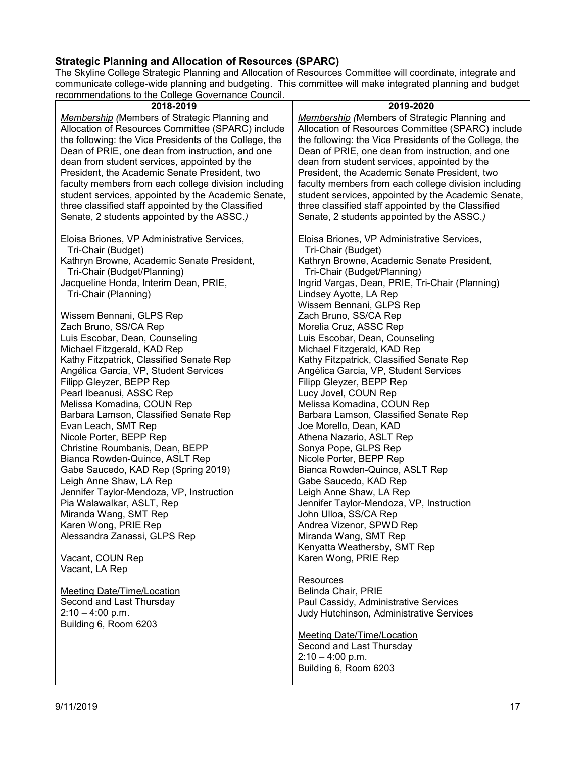### Strategic Planning and Allocation of Resources (SPARC)

The Skyline College Strategic Planning and Allocation of Resources Committee will coordinate, integrate and communicate college-wide planning and budgeting. This committee will make integrated planning and budget recommendations to the College Governance Council.

| 2018-2019 | 2019-2020 |
|---|---|
| *Membership (*Members of Strategic Planning and Allocation of Resources Committee (SPARC) include the following: the Vice Presidents of the College, the Dean of PRIE, one dean from instruction, and one dean from student services, appointed by the President, the Academic Senate President, two faculty members from each college division including student services, appointed by the Academic Senate, three classified staff appointed by the Classified Senate, 2 students appointed by the ASSC.*)*<br><br>Eloisa Briones, VP Administrative Services, Tri-Chair (Budget)<br>Kathryn Browne, Academic Senate President, Tri-Chair (Budget/Planning)<br>Jacqueline Honda, Interim Dean, PRIE, Tri-Chair (Planning)<br><br>Wissem Bennani, GLPS Rep<br>Zach Bruno, SS/CA Rep<br>Luis Escobar, Dean, Counseling<br>Michael Fitzgerald, KAD Rep<br>Kathy Fitzpatrick, Classified Senate Rep<br>Angélica Garcia, VP, Student Services<br>Filipp Gleyzer, BEPP Rep<br>Pearl Ibeanusi, ASSC Rep<br>Melissa Komadina, COUN Rep<br>Barbara Lamson, Classified Senate Rep<br>Evan Leach, SMT Rep<br>Nicole Porter, BEPP Rep<br>Christine Roumbanis, Dean, BEPP<br>Bianca Rowden-Quince, ASLT Rep<br>Gabe Saucedo, KAD Rep (Spring 2019)<br>Leigh Anne Shaw, LA Rep<br>Jennifer Taylor-Mendoza, VP, Instruction<br>Pia Walawalkar, ASLT, Rep<br>Miranda Wang, SMT Rep<br>Karen Wong, PRIE Rep<br>Alessandra Zanassi, GLPS Rep<br><br>Vacant, COUN Rep<br>Vacant, LA Rep<br><br><u>Meeting Date/Time/Location</u><br>Second and Last Thursday<br>2:10 – 4:00 p.m.<br>Building 6, Room 6203 | *Membership (*Members of Strategic Planning and Allocation of Resources Committee (SPARC) include the following: the Vice Presidents of the College, the Dean of PRIE, one dean from instruction, and one dean from student services, appointed by the President, the Academic Senate President, two faculty members from each college division including student services, appointed by the Academic Senate, three classified staff appointed by the Classified Senate, 2 students appointed by the ASSC.*)*<br><br>Eloisa Briones, VP Administrative Services, Tri-Chair (Budget)<br>Kathryn Browne, Academic Senate President, Tri-Chair (Budget/Planning)<br>Ingrid Vargas, Dean, PRIE, Tri-Chair (Planning)<br>Lindsey Ayotte, LA Rep<br>Wissem Bennani, GLPS Rep<br>Zach Bruno, SS/CA Rep<br>Morelia Cruz, ASSC Rep<br>Luis Escobar, Dean, Counseling<br>Michael Fitzgerald, KAD Rep<br>Kathy Fitzpatrick, Classified Senate Rep<br>Angélica Garcia, VP, Student Services<br>Filipp Gleyzer, BEPP Rep<br>Lucy Jovel, COUN Rep<br>Melissa Komadina, COUN Rep<br>Barbara Lamson, Classified Senate Rep<br>Joe Morello, Dean, KAD<br>Athena Nazario, ASLT Rep<br>Sonya Pope, GLPS Rep<br>Nicole Porter, BEPP Rep<br>Bianca Rowden-Quince, ASLT Rep<br>Gabe Saucedo, KAD Rep<br>Leigh Anne Shaw, LA Rep<br>Jennifer Taylor-Mendoza, VP, Instruction<br>John Ulloa, SS/CA Rep<br>Andrea Vizenor, SPWD Rep<br>Miranda Wang, SMT Rep<br>Kenyatta Weathersby, SMT Rep<br>Karen Wong, PRIE Rep<br><br>Resources<br>Belinda Chair, PRIE<br>Paul Cassidy, Administrative Services<br>Judy Hutchinson, Administrative Services<br><br><u>Meeting Date/Time/Location</u><br>Second and Last Thursday<br>2:10 – 4:00 p.m.<br>Building 6, Room 6203 |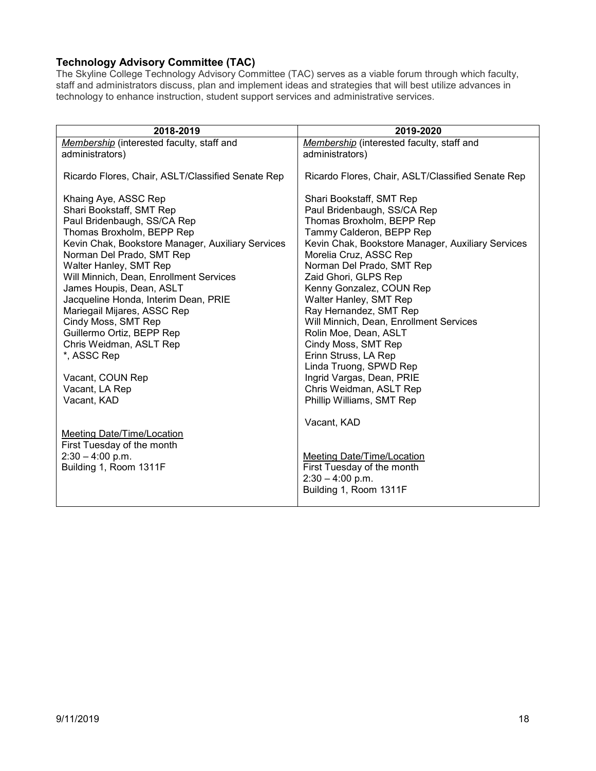### **Technology Advisory Committee (TAC)**

The Skyline College Technology Advisory Committee (TAC) serves as a viable forum through which faculty, staff and administrators discuss, plan and implement ideas and strategies that will best utilize advances in technology to enhance instruction, student support services and administrative services.

| 2018-2019 | 2019-2020 |
|---|---|
| *Membership* (interested faculty, staff and administrators)<br><br>Ricardo Flores, Chair, ASLT/Classified Senate Rep<br><br>Khaing Aye, ASSC Rep<br>Shari Bookstaff, SMT Rep<br>Paul Bridenbaugh, SS/CA Rep<br>Thomas Broxholm, BEPP Rep<br>Kevin Chak, Bookstore Manager, Auxiliary Services<br>Norman Del Prado, SMT Rep<br>Walter Hanley, SMT Rep<br>Will Minnich, Dean, Enrollment Services<br>James Houpis, Dean, ASLT<br>Jacqueline Honda, Interim Dean, PRIE<br>Mariegail Mijares, ASSC Rep<br>Cindy Moss, SMT Rep<br>Guillermo Ortiz, BEPP Rep<br>Chris Weidman, ASLT Rep<br>*, ASSC Rep<br><br>Vacant, COUN Rep<br>Vacant, LA Rep<br>Vacant, KAD<br><br><u>Meeting Date/Time/Location</u><br>First Tuesday of the month<br>2:30 – 4:00 p.m.<br>Building 1, Room 1311F | *Membership* (interested faculty, staff and administrators)<br><br>Ricardo Flores, Chair, ASLT/Classified Senate Rep<br><br>Shari Bookstaff, SMT Rep<br>Paul Bridenbaugh, SS/CA Rep<br>Thomas Broxholm, BEPP Rep<br>Tammy Calderon, BEPP Rep<br>Kevin Chak, Bookstore Manager, Auxiliary Services<br>Morelia Cruz, ASSC Rep<br>Norman Del Prado, SMT Rep<br>Zaid Ghori, GLPS Rep<br>Kenny Gonzalez, COUN Rep<br>Walter Hanley, SMT Rep<br>Ray Hernandez, SMT Rep<br>Will Minnich, Dean, Enrollment Services<br>Rolin Moe, Dean, ASLT<br>Cindy Moss, SMT Rep<br>Erinn Struss, LA Rep<br>Linda Truong, SPWD Rep<br>Ingrid Vargas, Dean, PRIE<br>Chris Weidman, ASLT Rep<br>Phillip Williams, SMT Rep<br><br>Vacant, KAD<br><br><u>Meeting Date/Time/Location</u><br>First Tuesday of the month<br>2:30 – 4:00 p.m.<br>Building 1, Room 1311F |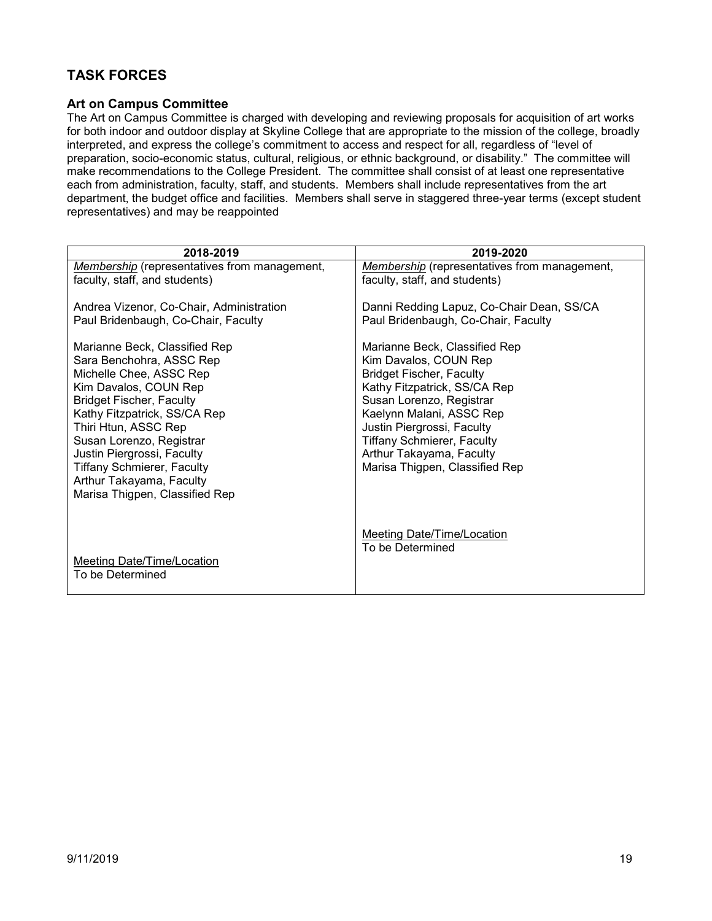## TASK FORCES

### Art on Campus Committee

The Art on Campus Committee is charged with developing and reviewing proposals for acquisition of art works for both indoor and outdoor display at Skyline College that are appropriate to the mission of the college, broadly interpreted, and express the college's commitment to access and respect for all, regardless of "level of preparation, socio-economic status, cultural, religious, or ethnic background, or disability." The committee will make recommendations to the College President. The committee shall consist of at least one representative each from administration, faculty, staff, and students. Members shall include representatives from the art department, the budget office and facilities. Members shall serve in staggered three-year terms (except student representatives) and may be reappointed

| 2018-2019 | 2019-2020 |
|---|---|
| *Membership* (representatives from management, faculty, staff, and students)<br><br>Andrea Vizenor, Co-Chair, Administration<br>Paul Bridenbaugh, Co-Chair, Faculty<br><br>Marianne Beck, Classified Rep<br>Sara Benchohra, ASSC Rep<br>Michelle Chee, ASSC Rep<br>Kim Davalos, COUN Rep<br>Bridget Fischer, Faculty<br>Kathy Fitzpatrick, SS/CA Rep<br>Thiri Htun, ASSC Rep<br>Susan Lorenzo, Registrar<br>Justin Piergrossi, Faculty<br>Tiffany Schmierer, Faculty<br>Arthur Takayama, Faculty<br>Marisa Thigpen, Classified Rep<br><br>Meeting Date/Time/Location<br>To be Determined | *Membership* (representatives from management, faculty, staff, and students)<br><br>Danni Redding Lapuz, Co-Chair Dean, SS/CA<br>Paul Bridenbaugh, Co-Chair, Faculty<br><br>Marianne Beck, Classified Rep<br>Kim Davalos, COUN Rep<br>Bridget Fischer, Faculty<br>Kathy Fitzpatrick, SS/CA Rep<br>Susan Lorenzo, Registrar<br>Kaelynn Malani, ASSC Rep<br>Justin Piergrossi, Faculty<br>Tiffany Schmierer, Faculty<br>Arthur Takayama, Faculty<br>Marisa Thigpen, Classified Rep<br><br>Meeting Date/Time/Location<br>To be Determined |

9/11/2019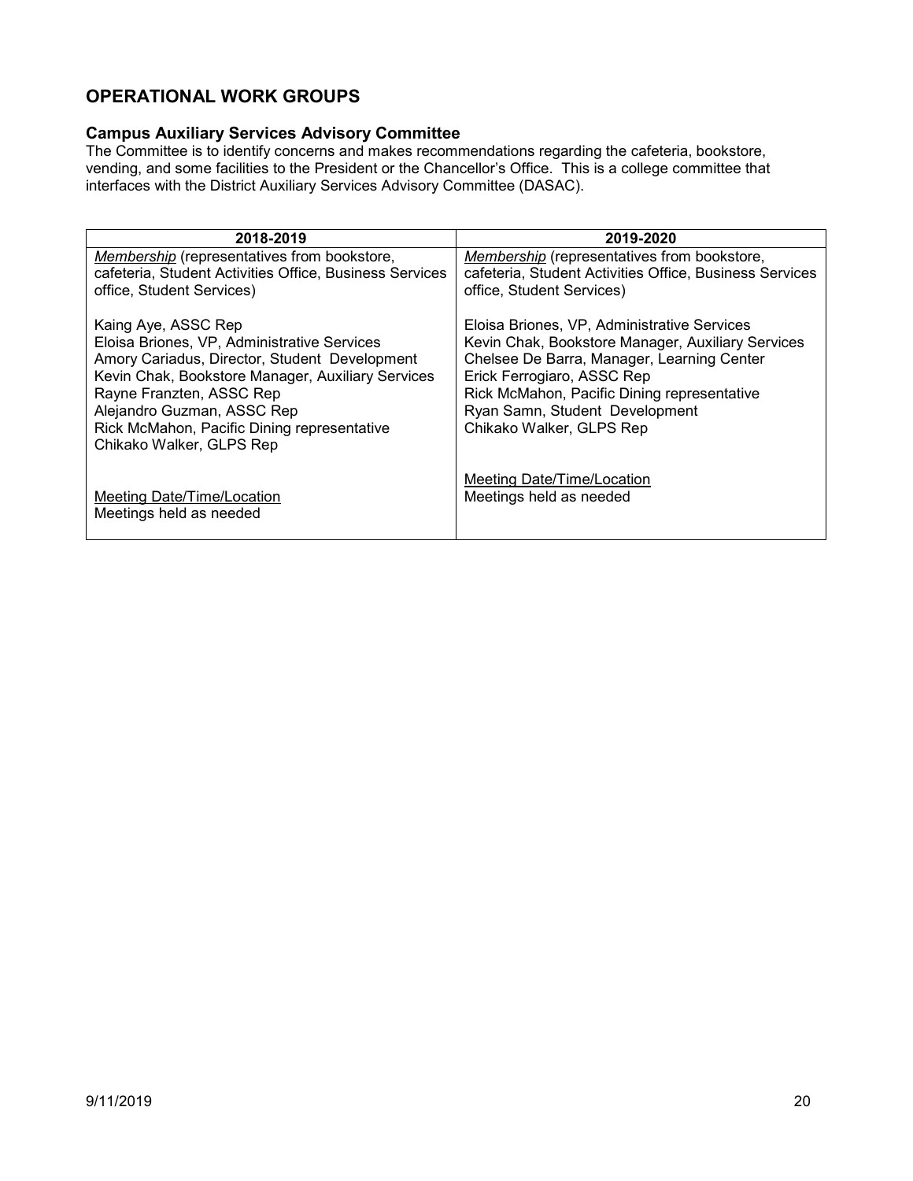## OPERATIONAL WORK GROUPS

### Campus Auxiliary Services Advisory Committee

The Committee is to identify concerns and makes recommendations regarding the cafeteria, bookstore, vending, and some facilities to the President or the Chancellor's Office. This is a college committee that interfaces with the District Auxiliary Services Advisory Committee (DASAC).

| 2018-2019 | 2019-2020 |
| --- | --- |
| *Membership* (representatives from bookstore, cafeteria, Student Activities Office, Business Services office, Student Services)<br><br>Kaing Aye, ASSC Rep<br>Eloisa Briones, VP, Administrative Services<br>Amory Cariadus, Director, Student Development<br>Kevin Chak, Bookstore Manager, Auxiliary Services<br>Rayne Franzten, ASSC Rep<br>Alejandro Guzman, ASSC Rep<br>Rick McMahon, Pacific Dining representative<br>Chikako Walker, GLPS Rep<br><br>Meeting Date/Time/Location<br>Meetings held as needed | *Membership* (representatives from bookstore, cafeteria, Student Activities Office, Business Services office, Student Services)<br><br>Eloisa Briones, VP, Administrative Services<br>Kevin Chak, Bookstore Manager, Auxiliary Services<br>Chelsee De Barra, Manager, Learning Center<br>Erick Ferrogiaro, ASSC Rep<br>Rick McMahon, Pacific Dining representative<br>Ryan Samn, Student Development<br>Chikako Walker, GLPS Rep<br><br>Meeting Date/Time/Location<br>Meetings held as needed |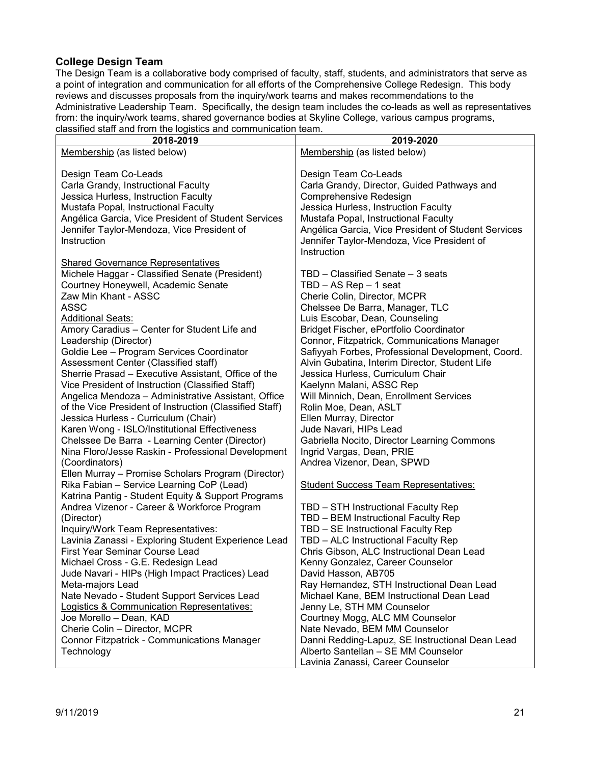## College Design Team

The Design Team is a collaborative body comprised of faculty, staff, students, and administrators that serve as a point of integration and communication for all efforts of the Comprehensive College Redesign. This body reviews and discusses proposals from the inquiry/work teams and makes recommendations to the Administrative Leadership Team. Specifically, the design team includes the co-leads as well as representatives from: the inquiry/work teams, shared governance bodies at Skyline College, various campus programs, classified staff and from the logistics and communication team.

| 2018-2019 | 2019-2020 |
|---|---|
| Membership (as listed below)<br><br>Design Team Co-Leads<br>Carla Grandy, Instructional Faculty<br>Jessica Hurless, Instruction Faculty<br>Mustafa Popal, Instructional Faculty<br>Angélica Garcia, Vice President of Student Services<br>Jennifer Taylor-Mendoza, Vice President of Instruction<br><br>Shared Governance Representatives<br>Michele Haggar - Classified Senate (President)<br>Courtney Honeywell, Academic Senate<br>Zaw Min Khant - ASSC<br>ASSC<br>Additional Seats:<br>Amory Caradius – Center for Student Life and Leadership (Director)<br>Goldie Lee – Program Services Coordinator Assessment Center (Classified staff)<br>Sherrie Prasad – Executive Assistant, Office of the Vice President of Instruction (Classified Staff)<br>Angelica Mendoza – Administrative Assistant, Office of the Vice President of Instruction (Classified Staff)<br>Jessica Hurless - Curriculum (Chair)<br>Karen Wong - ISLO/Institutional Effectiveness<br>Chelssee De Barra - Learning Center (Director)<br>Nina Floro/Jesse Raskin - Professional Development (Coordinators)<br>Ellen Murray – Promise Scholars Program (Director)<br>Rika Fabian – Service Learning CoP (Lead)<br>Katrina Pantig - Student Equity & Support Programs<br>Andrea Vizenor - Career & Workforce Program (Director)<br>Inquiry/Work Team Representatives:<br>Lavinia Zanassi - Exploring Student Experience Lead<br>First Year Seminar Course Lead<br>Michael Cross - G.E. Redesign Lead<br>Jude Navari - HIPs (High Impact Practices) Lead<br>Meta-majors Lead<br>Nate Nevado - Student Support Services Lead<br>Logistics & Communication Representatives:<br>Joe Morello – Dean, KAD<br>Cherie Colin – Director, MCPR<br>Connor Fitzpatrick - Communications Manager<br>Technology | Membership (as listed below)<br><br>Design Team Co-Leads<br>Carla Grandy, Director, Guided Pathways and Comprehensive Redesign<br>Jessica Hurless, Instruction Faculty<br>Mustafa Popal, Instructional Faculty<br>Angélica Garcia, Vice President of Student Services<br>Jennifer Taylor-Mendoza, Vice President of Instruction<br><br>TBD – Classified Senate – 3 seats<br>TBD – AS Rep – 1 seat<br>Cherie Colin, Director, MCPR<br>Chelssee De Barra, Manager, TLC<br>Luis Escobar, Dean, Counseling<br>Bridget Fischer, ePortfolio Coordinator<br>Connor, Fitzpatrick, Communications Manager<br>Safiyyah Forbes, Professional Development, Coord.<br>Alvin Gubatina, Interim Director, Student Life<br>Jessica Hurless, Curriculum Chair<br>Kaelynn Malani, ASSC Rep<br>Will Minnich, Dean, Enrollment Services<br>Rolin Moe, Dean, ASLT<br>Ellen Murray, Director<br>Jude Navari, HIPs Lead<br>Gabriella Nocito, Director Learning Commons<br>Ingrid Vargas, Dean, PRIE<br>Andrea Vizenor, Dean, SPWD<br><br>Student Success Team Representatives:<br><br>TBD – STH Instructional Faculty Rep<br>TBD – BEM Instructional Faculty Rep<br>TBD – SE Instructional Faculty Rep<br>TBD – ALC Instructional Faculty Rep<br>Chris Gibson, ALC Instructional Dean Lead<br>Kenny Gonzalez, Career Counselor<br>David Hasson, AB705<br>Ray Hernandez, STH Instructional Dean Lead<br>Michael Kane, BEM Instructional Dean Lead<br>Jenny Le, STH MM Counselor<br>Courtney Mogg, ALC MM Counselor<br>Nate Nevado, BEM MM Counselor<br>Danni Redding-Lapuz, SE Instructional Dean Lead<br>Alberto Santellan – SE MM Counselor<br>Lavinia Zanassi, Career Counselor |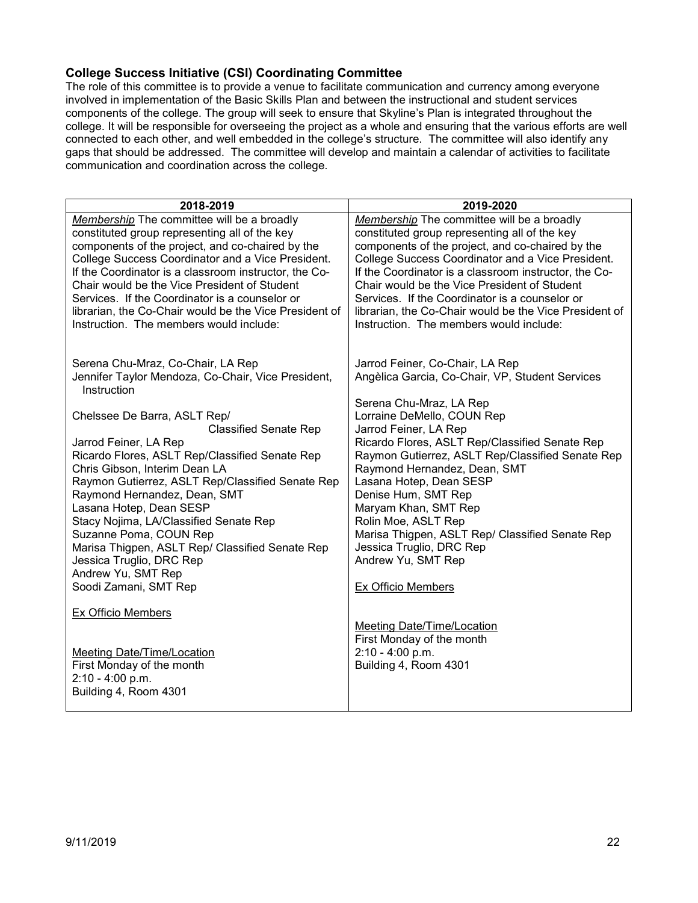### College Success Initiative (CSI) Coordinating Committee

The role of this committee is to provide a venue to facilitate communication and currency among everyone involved in implementation of the Basic Skills Plan and between the instructional and student services components of the college. The group will seek to ensure that Skyline's Plan is integrated throughout the college. It will be responsible for overseeing the project as a whole and ensuring that the various efforts are well connected to each other, and well embedded in the college's structure. The committee will also identify any gaps that should be addressed. The committee will develop and maintain a calendar of activities to facilitate communication and coordination across the college.

| 2018-2019 | 2019-2020 |
| --- | --- |
| _Membership_ The committee will be a broadly constituted group representing all of the key components of the project, and co-chaired by the College Success Coordinator and a Vice President. If the Coordinator is a classroom instructor, the Co-Chair would be the Vice President of Student Services. If the Coordinator is a counselor or librarian, the Co-Chair would be the Vice President of Instruction. The members would include: | _Membership_ The committee will be a broadly constituted group representing all of the key components of the project, and co-chaired by the College Success Coordinator and a Vice President. If the Coordinator is a classroom instructor, the Co-Chair would be the Vice President of Student Services. If the Coordinator is a counselor or librarian, the Co-Chair would be the Vice President of Instruction. The members would include: |
| Serena Chu-Mraz, Co-Chair, LA Rep<br>Jennifer Taylor Mendoza, Co-Chair, Vice President, Instruction | Jarrod Feiner, Co-Chair, LA Rep<br>Angèlica Garcia, Co-Chair, VP, Student Services |
| Chelssee De Barra, ASLT Rep/ Classified Senate Rep<br>Jarrod Feiner, LA Rep<br>Ricardo Flores, ASLT Rep/Classified Senate Rep<br>Chris Gibson, Interim Dean LA<br>Raymon Gutierrez, ASLT Rep/Classified Senate Rep<br>Raymond Hernandez, Dean, SMT<br>Lasana Hotep, Dean SESP<br>Stacy Nojima, LA/Classified Senate Rep<br>Suzanne Poma, COUN Rep<br>Marisa Thigpen, ASLT Rep/ Classified Senate Rep<br>Jessica Truglio, DRC Rep<br>Andrew Yu, SMT Rep<br>Soodi Zamani, SMT Rep | Serena Chu-Mraz, LA Rep<br>Lorraine DeMello, COUN Rep<br>Jarrod Feiner, LA Rep<br>Ricardo Flores, ASLT Rep/Classified Senate Rep<br>Raymon Gutierrez, ASLT Rep/Classified Senate Rep<br>Raymond Hernandez, Dean, SMT<br>Lasana Hotep, Dean SESP<br>Denise Hum, SMT Rep<br>Maryam Khan, SMT Rep<br>Rolin Moe, ASLT Rep<br>Marisa Thigpen, ASLT Rep/ Classified Senate Rep<br>Jessica Truglio, DRC Rep<br>Andrew Yu, SMT Rep |
| <u>Ex Officio Members</u> | <u>Ex Officio Members</u> |
| <u>Meeting Date/Time/Location</u><br>First Monday of the month<br>2:10 - 4:00 p.m.<br>Building 4, Room 4301 | <u>Meeting Date/Time/Location</u><br>First Monday of the month<br>2:10 - 4:00 p.m.<br>Building 4, Room 4301 |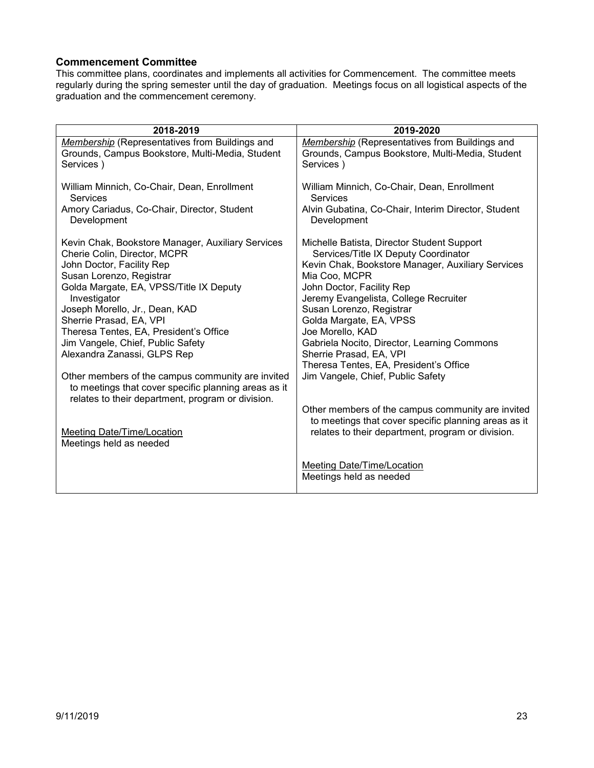### Commencement Committee

This committee plans, coordinates and implements all activities for Commencement. The committee meets regularly during the spring semester until the day of graduation. Meetings focus on all logistical aspects of the graduation and the commencement ceremony.

| 2018-2019 | 2019-2020 |
| --- | --- |
| *Membership* (Representatives from Buildings and Grounds, Campus Bookstore, Multi-Media, Student Services )<br><br>William Minnich, Co-Chair, Dean, Enrollment Services<br>Amory Cariadus, Co-Chair, Director, Student Development<br><br>Kevin Chak, Bookstore Manager, Auxiliary Services<br>Cherie Colin, Director, MCPR<br>John Doctor, Facility Rep<br>Susan Lorenzo, Registrar<br>Golda Margate, EA, VPSS/Title IX Deputy Investigator<br>Joseph Morello, Jr., Dean, KAD<br>Sherrie Prasad, EA, VPI<br>Theresa Tentes, EA, President's Office<br>Jim Vangele, Chief, Public Safety<br>Alexandra Zanassi, GLPS Rep<br><br>Other members of the campus community are invited to meetings that cover specific planning areas as it relates to their department, program or division.<br><br>Meeting Date/Time/Location<br>Meetings held as needed | *Membership* (Representatives from Buildings and Grounds, Campus Bookstore, Multi-Media, Student Services )<br><br>William Minnich, Co-Chair, Dean, Enrollment Services<br>Alvin Gubatina, Co-Chair, Interim Director, Student Development<br><br>Michelle Batista, Director Student Support Services/Title IX Deputy Coordinator<br>Kevin Chak, Bookstore Manager, Auxiliary Services<br>Mia Coo, MCPR<br>John Doctor, Facility Rep<br>Jeremy Evangelista, College Recruiter<br>Susan Lorenzo, Registrar<br>Golda Margate, EA, VPSS<br>Joe Morello, KAD<br>Gabriela Nocito, Director, Learning Commons<br>Sherrie Prasad, EA, VPI<br>Theresa Tentes, EA, President's Office<br>Jim Vangele, Chief, Public Safety<br><br>Other members of the campus community are invited to meetings that cover specific planning areas as it relates to their department, program or division.<br><br>Meeting Date/Time/Location<br>Meetings held as needed |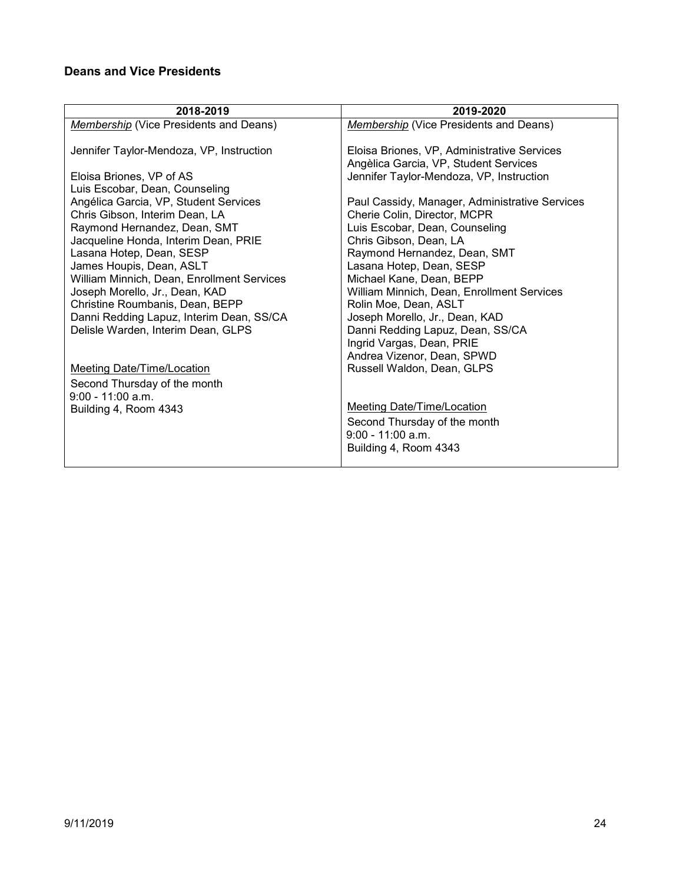**Deans and Vice Presidents**

| 2018-2019 | 2019-2020 |
|---|---|
| *Membership* (Vice Presidents and Deans)<br><br>Jennifer Taylor-Mendoza, VP, Instruction<br><br>Eloisa Briones, VP of AS<br>Luis Escobar, Dean, Counseling<br>Angélica Garcia, VP, Student Services<br>Chris Gibson, Interim Dean, LA<br>Raymond Hernandez, Dean, SMT<br>Jacqueline Honda, Interim Dean, PRIE<br>Lasana Hotep, Dean, SESP<br>James Houpis, Dean, ASLT<br>William Minnich, Dean, Enrollment Services<br>Joseph Morello, Jr., Dean, KAD<br>Christine Roumbanis, Dean, BEPP<br>Danni Redding Lapuz, Interim Dean, SS/CA<br>Delisle Warden, Interim Dean, GLPS<br><br>Meeting Date/Time/Location<br>Second Thursday of the month<br>9:00 - 11:00 a.m.<br>Building 4, Room 4343 | *Membership* (Vice Presidents and Deans)<br><br>Eloisa Briones, VP, Administrative Services<br>Angèlica Garcia, VP, Student Services<br>Jennifer Taylor-Mendoza, VP, Instruction<br><br>Paul Cassidy, Manager, Administrative Services<br>Cherie Colin, Director, MCPR<br>Luis Escobar, Dean, Counseling<br>Chris Gibson, Dean, LA<br>Raymond Hernandez, Dean, SMT<br>Lasana Hotep, Dean, SESP<br>Michael Kane, Dean, BEPP<br>William Minnich, Dean, Enrollment Services<br>Rolin Moe, Dean, ASLT<br>Joseph Morello, Jr., Dean, KAD<br>Danni Redding Lapuz, Dean, SS/CA<br>Ingrid Vargas, Dean, PRIE<br>Andrea Vizenor, Dean, SPWD<br>Russell Waldon, Dean, GLPS<br><br>Meeting Date/Time/Location<br>Second Thursday of the month<br>9:00 - 11:00 a.m.<br>Building 4, Room 4343 |

9/11/2019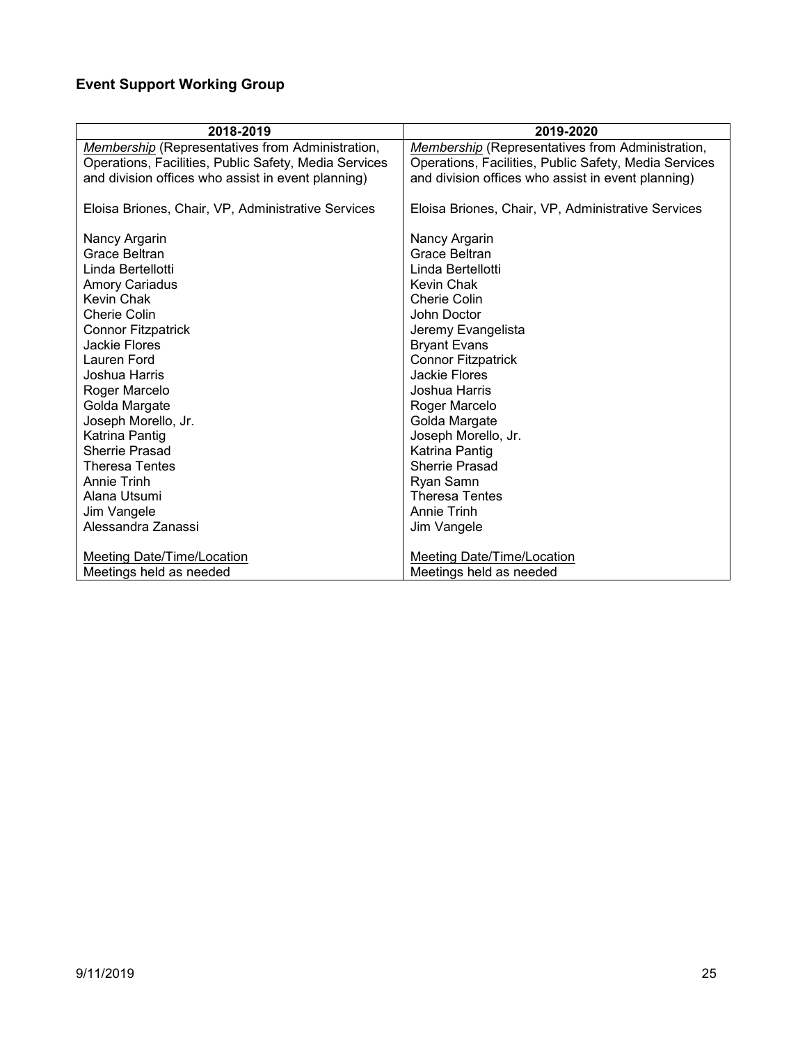## Event Support Working Group

| 2018-2019 | 2019-2020 |
|---|---|
| *Membership* (Representatives from Administration, Operations, Facilities, Public Safety, Media Services and division offices who assist in event planning) | *Membership* (Representatives from Administration, Operations, Facilities, Public Safety, Media Services and division offices who assist in event planning) |
| Eloisa Briones, Chair, VP, Administrative Services | Eloisa Briones, Chair, VP, Administrative Services |
| Nancy Argarin<br>Grace Beltran<br>Linda Bertellotti<br>Amory Cariadus<br>Kevin Chak<br>Cherie Colin<br>Connor Fitzpatrick<br>Jackie Flores<br>Lauren Ford<br>Joshua Harris<br>Roger Marcelo<br>Golda Margate<br>Joseph Morello, Jr.<br>Katrina Pantig<br>Sherrie Prasad<br>Theresa Tentes<br>Annie Trinh<br>Alana Utsumi<br>Jim Vangele<br>Alessandra Zanassi | Nancy Argarin<br>Grace Beltran<br>Linda Bertellotti<br>Kevin Chak<br>Cherie Colin<br>John Doctor<br>Jeremy Evangelista<br>Bryant Evans<br>Connor Fitzpatrick<br>Jackie Flores<br>Joshua Harris<br>Roger Marcelo<br>Golda Margate<br>Joseph Morello, Jr.<br>Katrina Pantig<br>Sherrie Prasad<br>Ryan Samn<br>Theresa Tentes<br>Annie Trinh<br>Jim Vangele |
| Meeting Date/Time/Location<br>Meetings held as needed | Meeting Date/Time/Location<br>Meetings held as needed |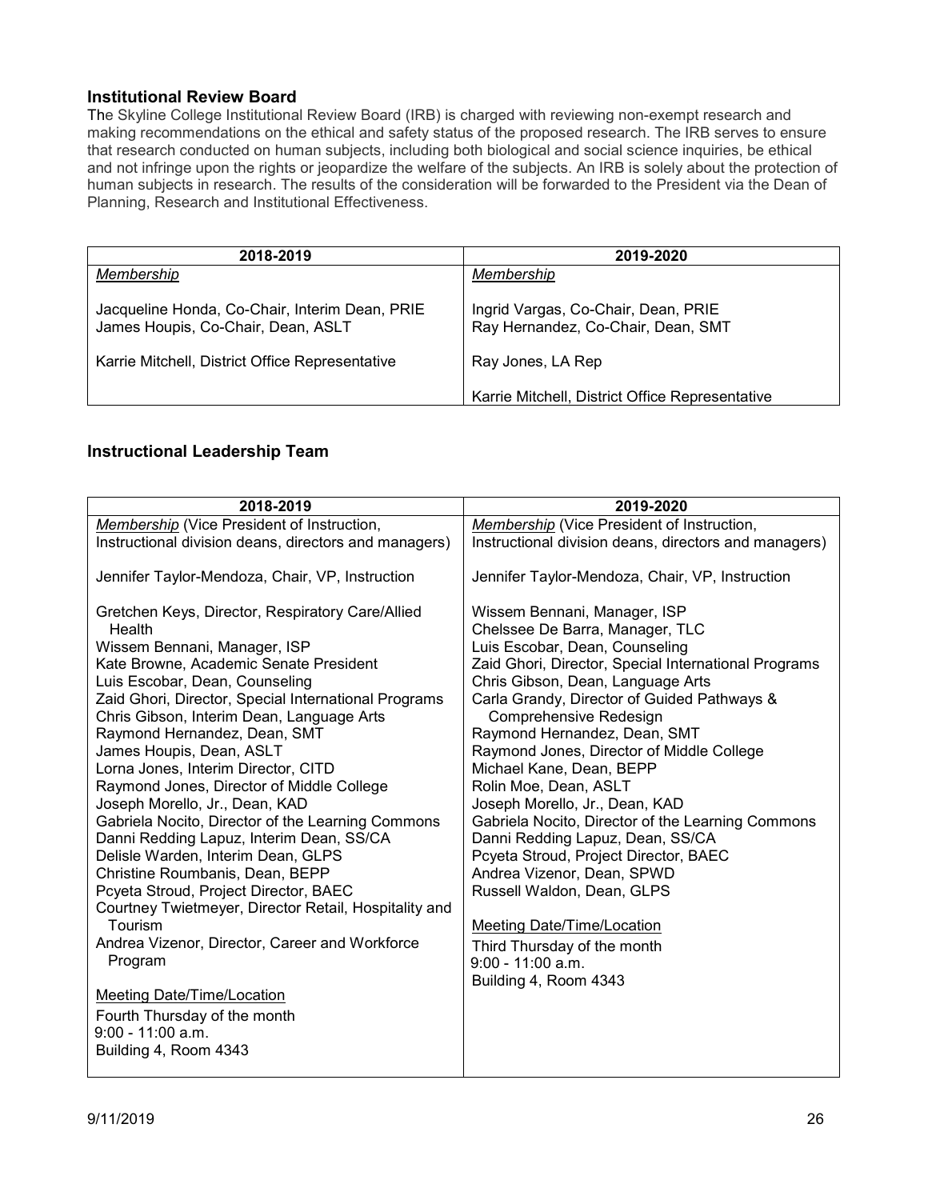## Institutional Review Board

The Skyline College Institutional Review Board (IRB) is charged with reviewing non-exempt research and making recommendations on the ethical and safety status of the proposed research. The IRB serves to ensure that research conducted on human subjects, including both biological and social science inquiries, be ethical and not infringe upon the rights or jeopardize the welfare of the subjects. An IRB is solely about the protection of human subjects in research. The results of the consideration will be forwarded to the President via the Dean of Planning, Research and Institutional Effectiveness.

| 2018-2019 | 2019-2020 |
|---|---|
| <u>Membership</u><br><br>Jacqueline Honda, Co-Chair, Interim Dean, PRIE<br>James Houpis, Co-Chair, Dean, ASLT<br><br>Karrie Mitchell, District Office Representative | <u>Membership</u><br><br>Ingrid Vargas, Co-Chair, Dean, PRIE<br>Ray Hernandez, Co-Chair, Dean, SMT<br><br>Ray Jones, LA Rep<br><br>Karrie Mitchell, District Office Representative |

## Instructional Leadership Team

| 2018-2019 | 2019-2020 |
|---|---|
| <u>Membership</u> (Vice President of Instruction, Instructional division deans, directors and managers)<br><br>Jennifer Taylor-Mendoza, Chair, VP, Instruction<br><br>Gretchen Keys, Director, Respiratory Care/Allied Health<br>Wissem Bennani, Manager, ISP<br>Kate Browne, Academic Senate President<br>Luis Escobar, Dean, Counseling<br>Zaid Ghori, Director, Special International Programs<br>Chris Gibson, Interim Dean, Language Arts<br>Raymond Hernandez, Dean, SMT<br>James Houpis, Dean, ASLT<br>Lorna Jones, Interim Director, CITD<br>Raymond Jones, Director of Middle College<br>Joseph Morello, Jr., Dean, KAD<br>Gabriela Nocito, Director of the Learning Commons<br>Danni Redding Lapuz, Interim Dean, SS/CA<br>Delisle Warden, Interim Dean, GLPS<br>Christine Roumbanis, Dean, BEPP<br>Pcyeta Stroud, Project Director, BAEC<br>Courtney Twietmeyer, Director Retail, Hospitality and Tourism<br>Andrea Vizenor, Director, Career and Workforce Program<br><br><u>Meeting Date/Time/Location</u><br>Fourth Thursday of the month<br>9:00 - 11:00 a.m.<br>Building 4, Room 4343 | <u>Membership</u> (Vice President of Instruction, Instructional division deans, directors and managers)<br><br>Jennifer Taylor-Mendoza, Chair, VP, Instruction<br><br>Wissem Bennani, Manager, ISP<br>Chelssee De Barra, Manager, TLC<br>Luis Escobar, Dean, Counseling<br>Zaid Ghori, Director, Special International Programs<br>Chris Gibson, Dean, Language Arts<br>Carla Grandy, Director of Guided Pathways & Comprehensive Redesign<br>Raymond Hernandez, Dean, SMT<br>Raymond Jones, Director of Middle College<br>Michael Kane, Dean, BEPP<br>Rolin Moe, Dean, ASLT<br>Joseph Morello, Jr., Dean, KAD<br>Gabriela Nocito, Director of the Learning Commons<br>Danni Redding Lapuz, Dean, SS/CA<br>Pcyeta Stroud, Project Director, BAEC<br>Andrea Vizenor, Dean, SPWD<br>Russell Waldon, Dean, GLPS<br><br><u>Meeting Date/Time/Location</u><br>Third Thursday of the month<br>9:00 - 11:00 a.m.<br>Building 4, Room 4343 |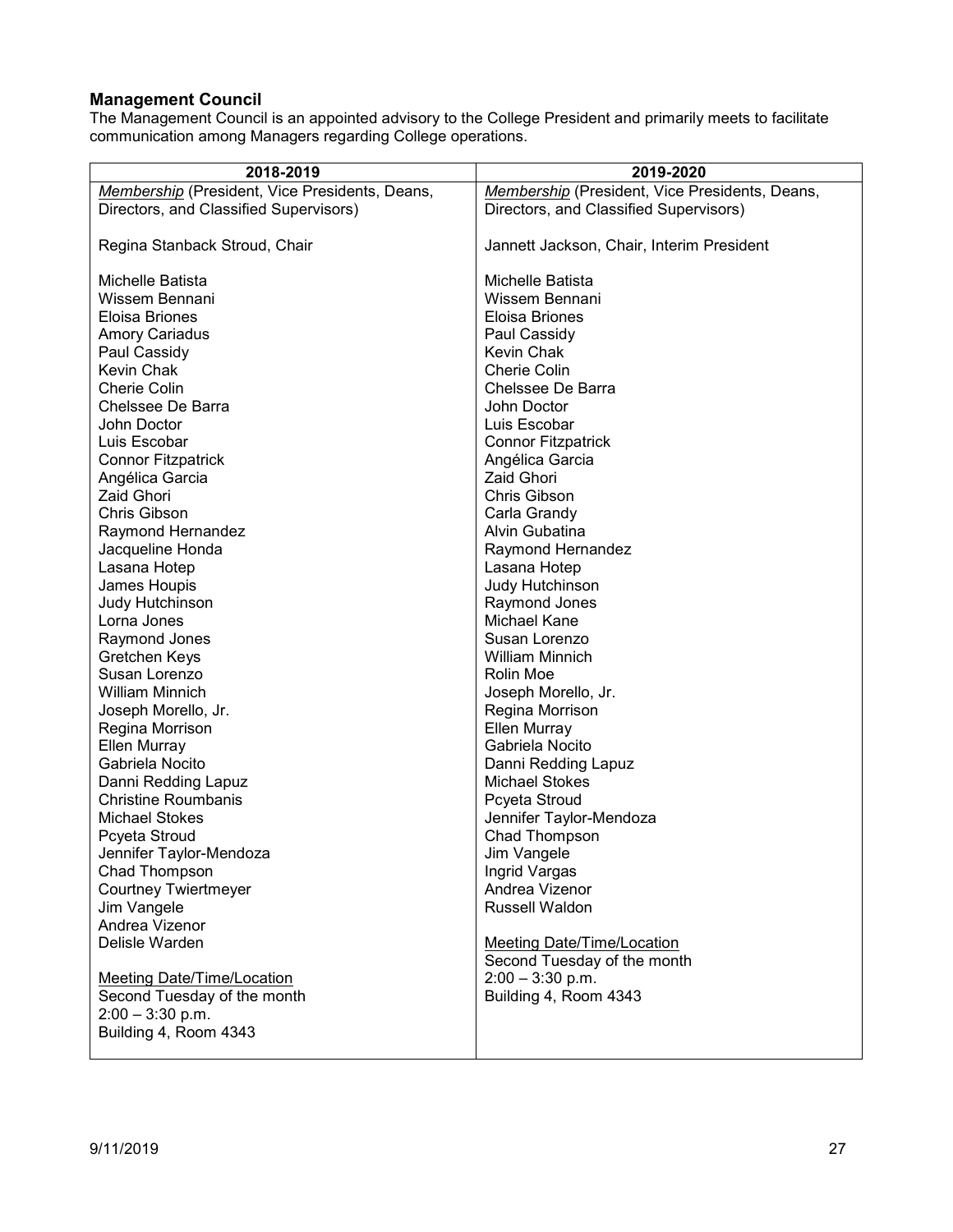## Management Council

The Management Council is an appointed advisory to the College President and primarily meets to facilitate communication among Managers regarding College operations.

| 2018-2019 | 2019-2020 |
|---|---|
| *Membership* (President, Vice Presidents, Deans, Directors, and Classified Supervisors)<br><br>Regina Stanback Stroud, Chair<br><br>Michelle Batista<br>Wissem Bennani<br>Eloisa Briones<br>Amory Cariadus<br>Paul Cassidy<br>Kevin Chak<br>Cherie Colin<br>Chelssee De Barra<br>John Doctor<br>Luis Escobar<br>Connor Fitzpatrick<br>Angélica Garcia<br>Zaid Ghori<br>Chris Gibson<br>Raymond Hernandez<br>Jacqueline Honda<br>Lasana Hotep<br>James Houpis<br>Judy Hutchinson<br>Lorna Jones<br>Raymond Jones<br>Gretchen Keys<br>Susan Lorenzo<br>William Minnich<br>Joseph Morello, Jr.<br>Regina Morrison<br>Ellen Murray<br>Gabriela Nocito<br>Danni Redding Lapuz<br>Christine Roumbanis<br>Michael Stokes<br>Pcyeta Stroud<br>Jennifer Taylor-Mendoza<br>Chad Thompson<br>Courtney Twiertmeyer<br>Jim Vangele<br>Andrea Vizenor<br>Delisle Warden<br><br>Meeting Date/Time/Location<br>Second Tuesday of the month<br>2:00 – 3:30 p.m.<br>Building 4, Room 4343 | *Membership* (President, Vice Presidents, Deans, Directors, and Classified Supervisors)<br><br>Jannett Jackson, Chair, Interim President<br><br>Michelle Batista<br>Wissem Bennani<br>Eloisa Briones<br>Paul Cassidy<br>Kevin Chak<br>Cherie Colin<br>Chelssee De Barra<br>John Doctor<br>Luis Escobar<br>Connor Fitzpatrick<br>Angélica Garcia<br>Zaid Ghori<br>Chris Gibson<br>Carla Grandy<br>Alvin Gubatina<br>Raymond Hernandez<br>Lasana Hotep<br>Judy Hutchinson<br>Raymond Jones<br>Michael Kane<br>Susan Lorenzo<br>William Minnich<br>Rolin Moe<br>Joseph Morello, Jr.<br>Regina Morrison<br>Ellen Murray<br>Gabriela Nocito<br>Danni Redding Lapuz<br>Michael Stokes<br>Pcyeta Stroud<br>Jennifer Taylor-Mendoza<br>Chad Thompson<br>Jim Vangele<br>Ingrid Vargas<br>Andrea Vizenor<br>Russell Waldon<br><br>Meeting Date/Time/Location<br>Second Tuesday of the month<br>2:00 – 3:30 p.m.<br>Building 4, Room 4343 |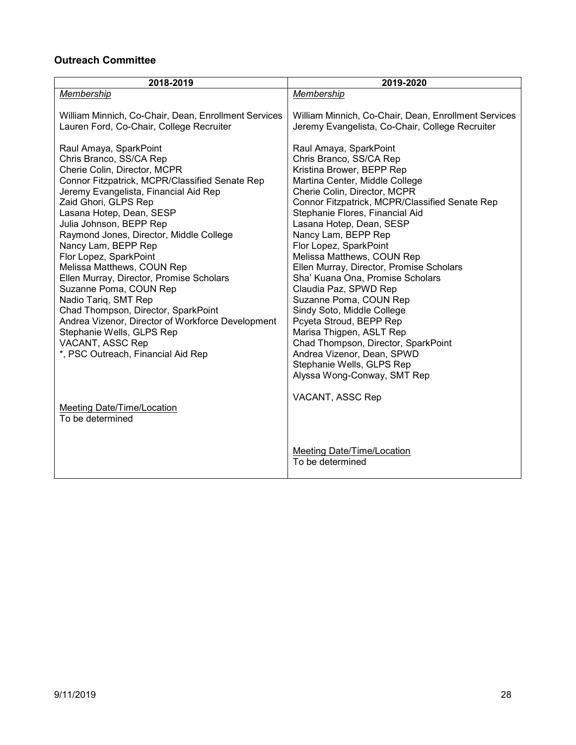**Outreach Committee**

| 2018-2019 | 2019-2020 |
|---|---|
| *Membership*<br><br>William Minnich, Co-Chair, Dean, Enrollment Services<br>Lauren Ford, Co-Chair, College Recruiter<br><br>Raul Amaya, SparkPoint<br>Chris Branco, SS/CA Rep<br>Cherie Colin, Director, MCPR<br>Connor Fitzpatrick, MCPR/Classified Senate Rep<br>Jeremy Evangelista, Financial Aid Rep<br>Zaid Ghori, GLPS Rep<br>Lasana Hotep, Dean, SESP<br>Julia Johnson, BEPP Rep<br>Raymond Jones, Director, Middle College<br>Nancy Lam, BEPP Rep<br>Flor Lopez, SparkPoint<br>Melissa Matthews, COUN Rep<br>Ellen Murray, Director, Promise Scholars<br>Suzanne Poma, COUN Rep<br>Nadio Tariq, SMT Rep<br>Chad Thompson, Director, SparkPoint<br>Andrea Vizenor, Director of Workforce Development<br>Stephanie Wells, GLPS Rep<br>VACANT, ASSC Rep<br>*, PSC Outreach, Financial Aid Rep<br><br>Meeting Date/Time/Location<br>To be determined | *Membership*<br><br>William Minnich, Co-Chair, Dean, Enrollment Services<br>Jeremy Evangelista, Co-Chair, College Recruiter<br><br>Raul Amaya, SparkPoint<br>Chris Branco, SS/CA Rep<br>Kristina Brower, BEPP Rep<br>Martina Center, Middle College<br>Cherie Colin, Director, MCPR<br>Connor Fitzpatrick, MCPR/Classified Senate Rep<br>Stephanie Flores, Financial Aid<br>Lasana Hotep, Dean, SESP<br>Nancy Lam, BEPP Rep<br>Flor Lopez, SparkPoint<br>Melissa Matthews, COUN Rep<br>Ellen Murray, Director, Promise Scholars<br>Sha' Kuana Ona, Promise Scholars<br>Claudia Paz, SPWD Rep<br>Suzanne Poma, COUN Rep<br>Sindy Soto, Middle College<br>Pcyeta Stroud, BEPP Rep<br>Marisa Thigpen, ASLT Rep<br>Chad Thompson, Director, SparkPoint<br>Andrea Vizenor, Dean, SPWD<br>Stephanie Wells, GLPS Rep<br>Alyssa Wong-Conway, SMT Rep<br><br>VACANT, ASSC Rep<br><br>Meeting Date/Time/Location<br>To be determined |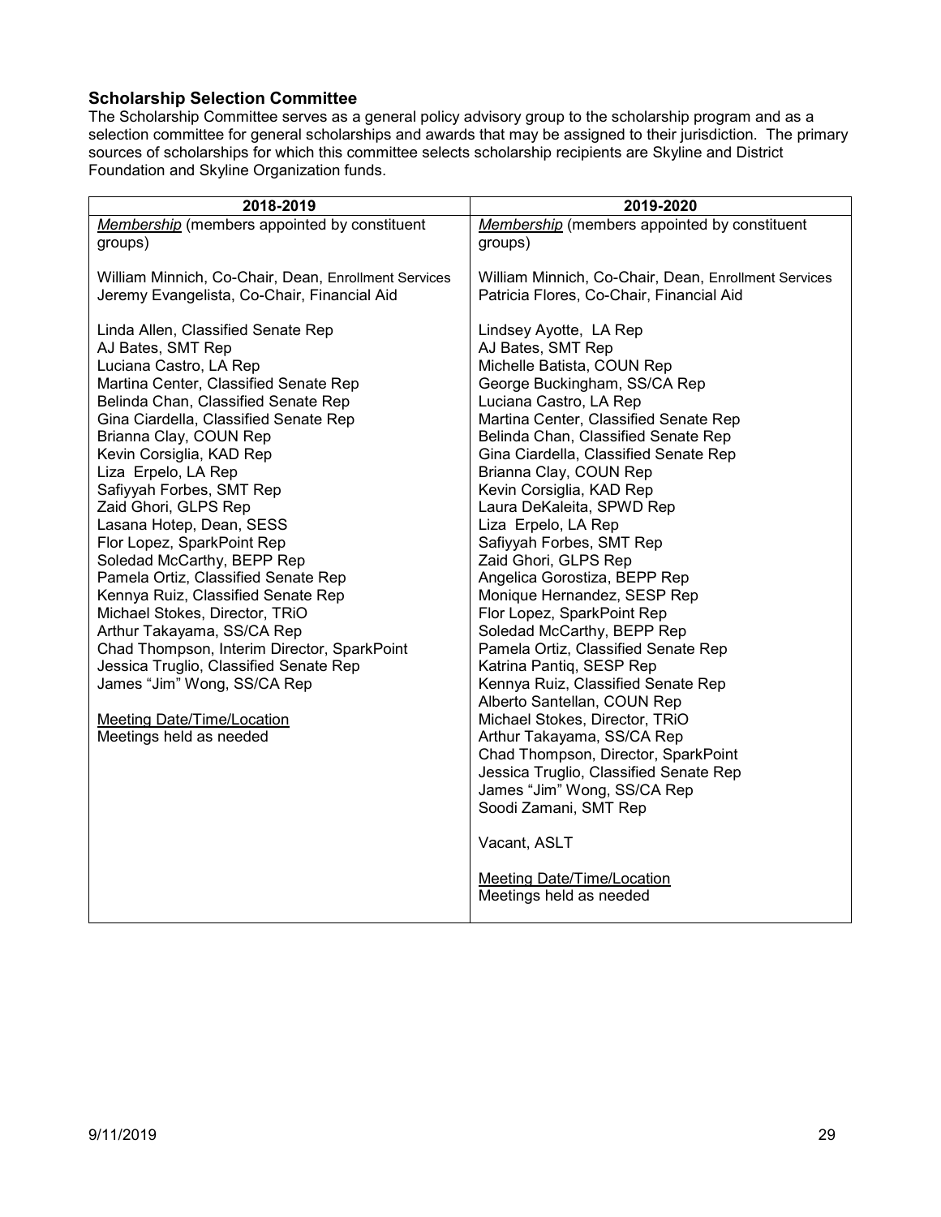### Scholarship Selection Committee

The Scholarship Committee serves as a general policy advisory group to the scholarship program and as a selection committee for general scholarships and awards that may be assigned to their jurisdiction. The primary sources of scholarships for which this committee selects scholarship recipients are Skyline and District Foundation and Skyline Organization funds.

| 2018-2019 | 2019-2020 |
|---|---|
| *Membership* (members appointed by constituent groups)<br><br>William Minnich, Co-Chair, Dean, Enrollment Services<br>Jeremy Evangelista, Co-Chair, Financial Aid<br><br>Linda Allen, Classified Senate Rep<br>AJ Bates, SMT Rep<br>Luciana Castro, LA Rep<br>Martina Center, Classified Senate Rep<br>Belinda Chan, Classified Senate Rep<br>Gina Ciardella, Classified Senate Rep<br>Brianna Clay, COUN Rep<br>Kevin Corsiglia, KAD Rep<br>Liza Erpelo, LA Rep<br>Safiyyah Forbes, SMT Rep<br>Zaid Ghori, GLPS Rep<br>Lasana Hotep, Dean, SESS<br>Flor Lopez, SparkPoint Rep<br>Soledad McCarthy, BEPP Rep<br>Pamela Ortiz, Classified Senate Rep<br>Kennya Ruiz, Classified Senate Rep<br>Michael Stokes, Director, TRiO<br>Arthur Takayama, SS/CA Rep<br>Chad Thompson, Interim Director, SparkPoint<br>Jessica Truglio, Classified Senate Rep<br>James "Jim" Wong, SS/CA Rep<br><br>Meeting Date/Time/Location<br>Meetings held as needed | *Membership* (members appointed by constituent groups)<br><br>William Minnich, Co-Chair, Dean, Enrollment Services<br>Patricia Flores, Co-Chair, Financial Aid<br><br>Lindsey Ayotte, LA Rep<br>AJ Bates, SMT Rep<br>Michelle Batista, COUN Rep<br>George Buckingham, SS/CA Rep<br>Luciana Castro, LA Rep<br>Martina Center, Classified Senate Rep<br>Belinda Chan, Classified Senate Rep<br>Gina Ciardella, Classified Senate Rep<br>Brianna Clay, COUN Rep<br>Kevin Corsiglia, KAD Rep<br>Laura DeKaleita, SPWD Rep<br>Liza Erpelo, LA Rep<br>Safiyyah Forbes, SMT Rep<br>Zaid Ghori, GLPS Rep<br>Angelica Gorostiza, BEPP Rep<br>Monique Hernandez, SESP Rep<br>Flor Lopez, SparkPoint Rep<br>Soledad McCarthy, BEPP Rep<br>Pamela Ortiz, Classified Senate Rep<br>Katrina Pantiq, SESP Rep<br>Kennya Ruiz, Classified Senate Rep<br>Alberto Santellan, COUN Rep<br>Michael Stokes, Director, TRiO<br>Arthur Takayama, SS/CA Rep<br>Chad Thompson, Director, SparkPoint<br>Jessica Truglio, Classified Senate Rep<br>James "Jim" Wong, SS/CA Rep<br>Soodi Zamani, SMT Rep<br><br>Vacant, ASLT<br><br>Meeting Date/Time/Location<br>Meetings held as needed |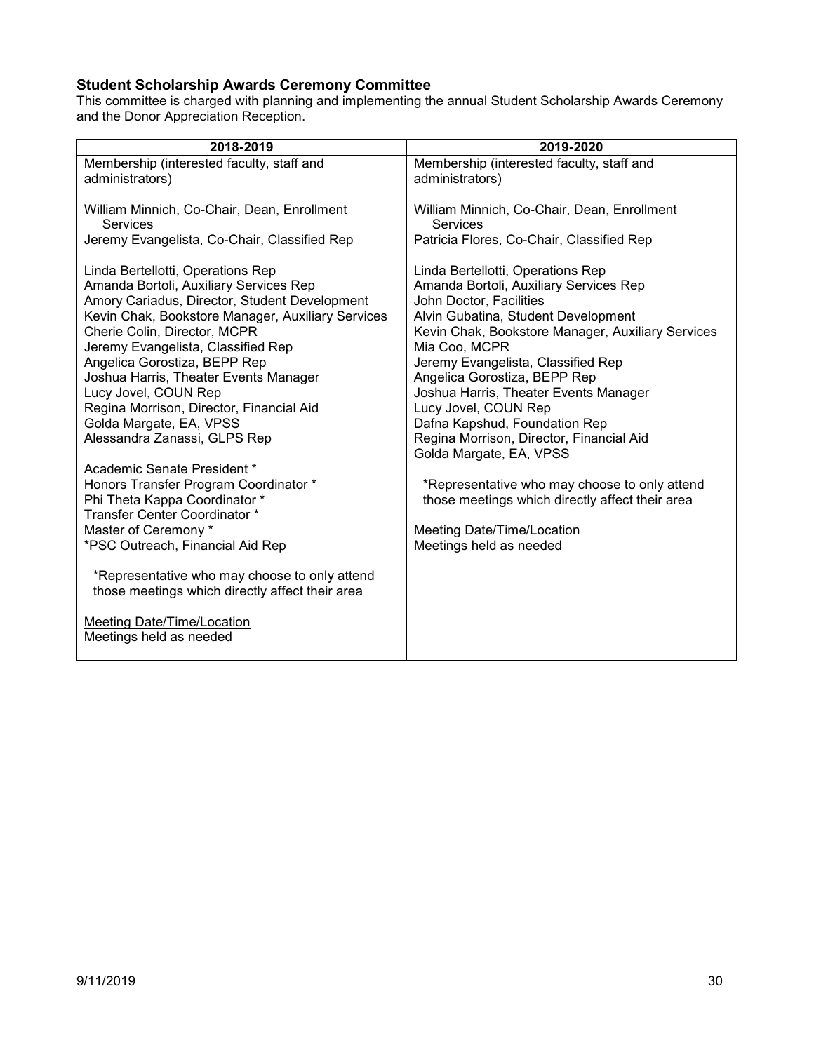### Student Scholarship Awards Ceremony Committee

This committee is charged with planning and implementing the annual Student Scholarship Awards Ceremony and the Donor Appreciation Reception.

| 2018-2019 | 2019-2020 |
|---|---|
| Membership (interested faculty, staff and administrators)<br><br>William Minnich, Co-Chair, Dean, Enrollment Services<br>Jeremy Evangelista, Co-Chair, Classified Rep<br><br>Linda Bertellotti, Operations Rep<br>Amanda Bortoli, Auxiliary Services Rep<br>Amory Cariadus, Director, Student Development<br>Kevin Chak, Bookstore Manager, Auxiliary Services<br>Cherie Colin, Director, MCPR<br>Jeremy Evangelista, Classified Rep<br>Angelica Gorostiza, BEPP Rep<br>Joshua Harris, Theater Events Manager<br>Lucy Jovel, COUN Rep<br>Regina Morrison, Director, Financial Aid<br>Golda Margate, EA, VPSS<br>Alessandra Zanassi, GLPS Rep<br><br>Academic Senate President *<br>Honors Transfer Program Coordinator *<br>Phi Theta Kappa Coordinator *<br>Transfer Center Coordinator *<br>Master of Ceremony *<br>*PSC Outreach, Financial Aid Rep<br><br>*Representative who may choose to only attend those meetings which directly affect their area<br><br>Meeting Date/Time/Location<br>Meetings held as needed | Membership (interested faculty, staff and administrators)<br><br>William Minnich, Co-Chair, Dean, Enrollment Services<br>Patricia Flores, Co-Chair, Classified Rep<br><br>Linda Bertellotti, Operations Rep<br>Amanda Bortoli, Auxiliary Services Rep<br>John Doctor, Facilities<br>Alvin Gubatina, Student Development<br>Kevin Chak, Bookstore Manager, Auxiliary Services<br>Mia Coo, MCPR<br>Jeremy Evangelista, Classified Rep<br>Angelica Gorostiza, BEPP Rep<br>Joshua Harris, Theater Events Manager<br>Lucy Jovel, COUN Rep<br>Dafna Kapshud, Foundation Rep<br>Regina Morrison, Director, Financial Aid<br>Golda Margate, EA, VPSS<br><br>*Representative who may choose to only attend those meetings which directly affect their area<br><br>Meeting Date/Time/Location<br>Meetings held as needed |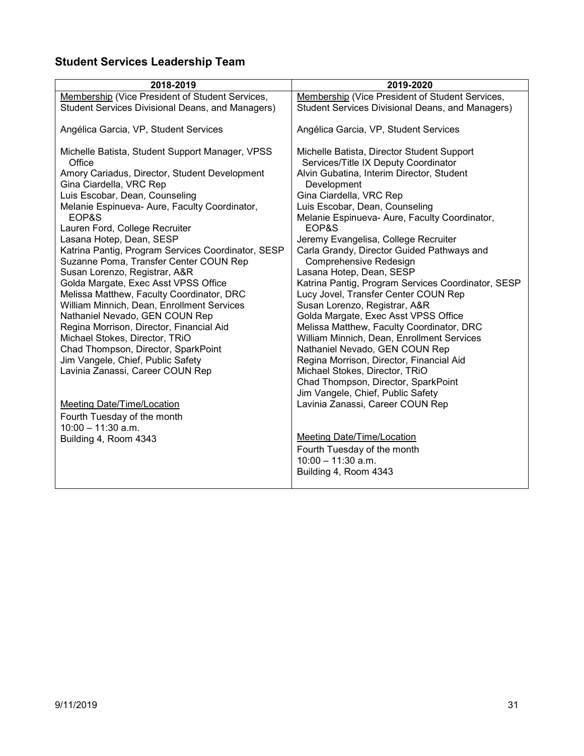## Student Services Leadership Team

| 2018-2019 | 2019-2020 |
|---|---|
| Membership (Vice President of Student Services, Student Services Divisional Deans, and Managers)<br><br>Angélica Garcia, VP, Student Services<br><br>Michelle Batista, Student Support Manager, VPSS Office<br>Amory Cariadus, Director, Student Development<br>Gina Ciardella, VRC Rep<br>Luis Escobar, Dean, Counseling<br>Melanie Espinueva- Aure, Faculty Coordinator, EOP&S<br>Lauren Ford, College Recruiter<br>Lasana Hotep, Dean, SESP<br>Katrina Pantig, Program Services Coordinator, SESP<br>Suzanne Poma, Transfer Center COUN Rep<br>Susan Lorenzo, Registrar, A&R<br>Golda Margate, Exec Asst VPSS Office<br>Melissa Matthew, Faculty Coordinator, DRC<br>William Minnich, Dean, Enrollment Services<br>Nathaniel Nevado, GEN COUN Rep<br>Regina Morrison, Director, Financial Aid<br>Michael Stokes, Director, TRiO<br>Chad Thompson, Director, SparkPoint<br>Jim Vangele, Chief, Public Safety<br>Lavinia Zanassi, Career COUN Rep<br><br>Meeting Date/Time/Location<br>Fourth Tuesday of the month<br>10:00 – 11:30 a.m.<br>Building 4, Room 4343 | Membership (Vice President of Student Services, Student Services Divisional Deans, and Managers)<br><br>Angélica Garcia, VP, Student Services<br><br>Michelle Batista, Director Student Support Services/Title IX Deputy Coordinator<br>Alvin Gubatina, Interim Director, Student Development<br>Gina Ciardella, VRC Rep<br>Luis Escobar, Dean, Counseling<br>Melanie Espinueva- Aure, Faculty Coordinator, EOP&S<br>Jeremy Evangelisa, College Recruiter<br>Carla Grandy, Director Guided Pathways and Comprehensive Redesign<br>Lasana Hotep, Dean, SESP<br>Katrina Pantig, Program Services Coordinator, SESP<br>Lucy Jovel, Transfer Center COUN Rep<br>Susan Lorenzo, Registrar, A&R<br>Golda Margate, Exec Asst VPSS Office<br>Melissa Matthew, Faculty Coordinator, DRC<br>William Minnich, Dean, Enrollment Services<br>Nathaniel Nevado, GEN COUN Rep<br>Regina Morrison, Director, Financial Aid<br>Michael Stokes, Director, TRiO<br>Chad Thompson, Director, SparkPoint<br>Jim Vangele, Chief, Public Safety<br>Lavinia Zanassi, Career COUN Rep<br><br>Meeting Date/Time/Location<br>Fourth Tuesday of the month<br>10:00 – 11:30 a.m.<br>Building 4, Room 4343 |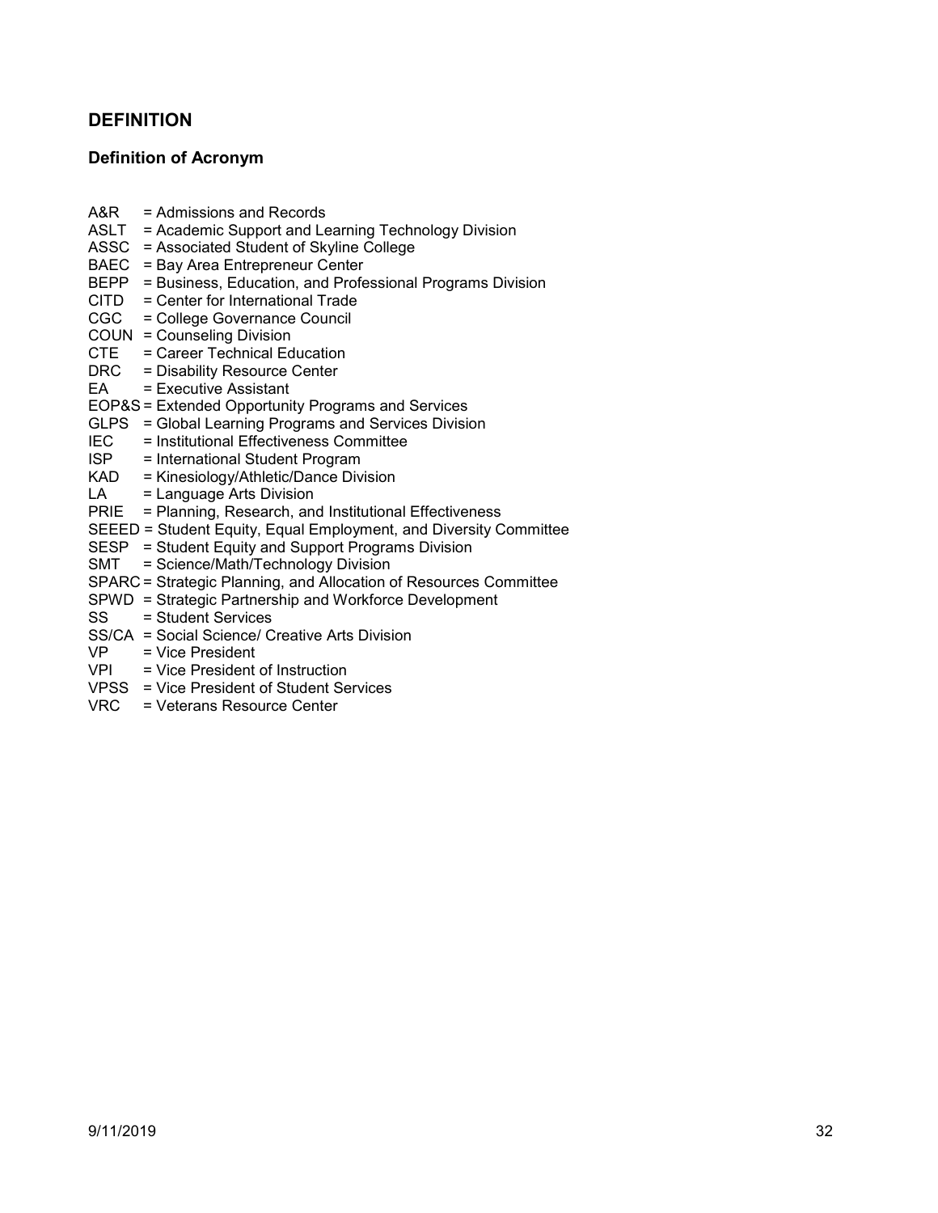## DEFINITION

### Definition of Acronym

A&R = Admissions and Records
ASLT = Academic Support and Learning Technology Division
ASSC = Associated Student of Skyline College
BAEC = Bay Area Entrepreneur Center
BEPP = Business, Education, and Professional Programs Division
CITD = Center for International Trade
CGC = College Governance Council
COUN = Counseling Division
CTE = Career Technical Education
DRC = Disability Resource Center
EA = Executive Assistant
EOP&S = Extended Opportunity Programs and Services
GLPS = Global Learning Programs and Services Division
IEC = Institutional Effectiveness Committee
ISP = International Student Program
KAD = Kinesiology/Athletic/Dance Division
LA = Language Arts Division
PRIE = Planning, Research, and Institutional Effectiveness
SEEED = Student Equity, Equal Employment, and Diversity Committee
SESP = Student Equity and Support Programs Division
SMT = Science/Math/Technology Division
SPARC = Strategic Planning, and Allocation of Resources Committee
SPWD = Strategic Partnership and Workforce Development
SS = Student Services
SS/CA = Social Science/ Creative Arts Division
VP = Vice President
VPI = Vice President of Instruction
VPSS = Vice President of Student Services
VRC = Veterans Resource Center

9/11/2019